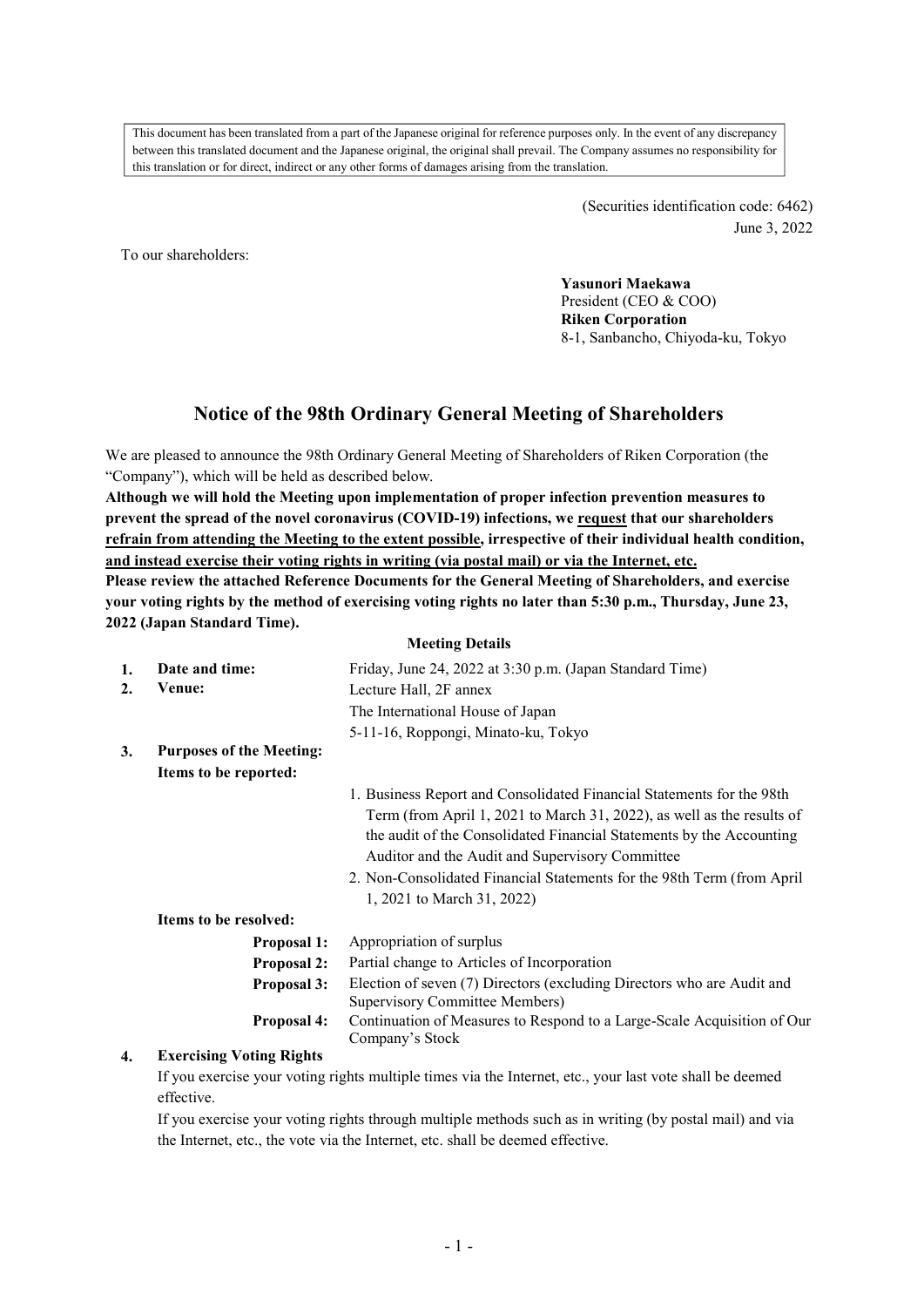This document has been translated from a part of the Japanese original for reference purposes only. In the event of any discrepancy between this translated document and the Japanese original, the original shall prevail. The Company assumes no responsibility for this translation or for direct, indirect or any other forms of damages arising from the translation.

(Securities identification code: 6462)
June 3, 2022

To our shareholders:

**Yasunori Maekawa**
President (CEO & COO)
**Riken Corporation**
8-1, Sanbancho, Chiyoda-ku, Tokyo

# Notice of the 98th Ordinary General Meeting of Shareholders

We are pleased to announce the 98th Ordinary General Meeting of Shareholders of Riken Corporation (the "Company"), which will be held as described below.

**Although we will hold the Meeting upon implementation of proper infection prevention measures to prevent the spread of the novel coronavirus (COVID-19) infections, we request that our shareholders refrain from attending the Meeting to the extent possible, irrespective of their individual health condition, and instead exercise their voting rights in writing (via postal mail) or via the Internet, etc.**

**Please review the attached Reference Documents for the General Meeting of Shareholders, and exercise your voting rights by the method of exercising voting rights no later than 5:30 p.m., Thursday, June 23, 2022 (Japan Standard Time).**

## Meeting Details

1. **Date and time:** Friday, June 24, 2022 at 3:30 p.m. (Japan Standard Time)
2. **Venue:** Lecture Hall, 2F annex
   The International House of Japan
   5-11-16, Roppongi, Minato-ku, Tokyo
3. **Purposes of the Meeting:**

   **Items to be reported:**
   1. Business Report and Consolidated Financial Statements for the 98th Term (from April 1, 2021 to March 31, 2022), as well as the results of the audit of the Consolidated Financial Statements by the Accounting Auditor and the Audit and Supervisory Committee
   2. Non-Consolidated Financial Statements for the 98th Term (from April 1, 2021 to March 31, 2022)

   **Items to be resolved:**

   **Proposal 1:** Appropriation of surplus
   **Proposal 2:** Partial change to Articles of Incorporation
   **Proposal 3:** Election of seven (7) Directors (excluding Directors who are Audit and Supervisory Committee Members)
   **Proposal 4:** Continuation of Measures to Respond to a Large-Scale Acquisition of Our Company's Stock

4. **Exercising Voting Rights**

   If you exercise your voting rights multiple times via the Internet, etc., your last vote shall be deemed effective.

   If you exercise your voting rights through multiple methods such as in writing (by postal mail) and via the Internet, etc., the vote via the Internet, etc. shall be deemed effective.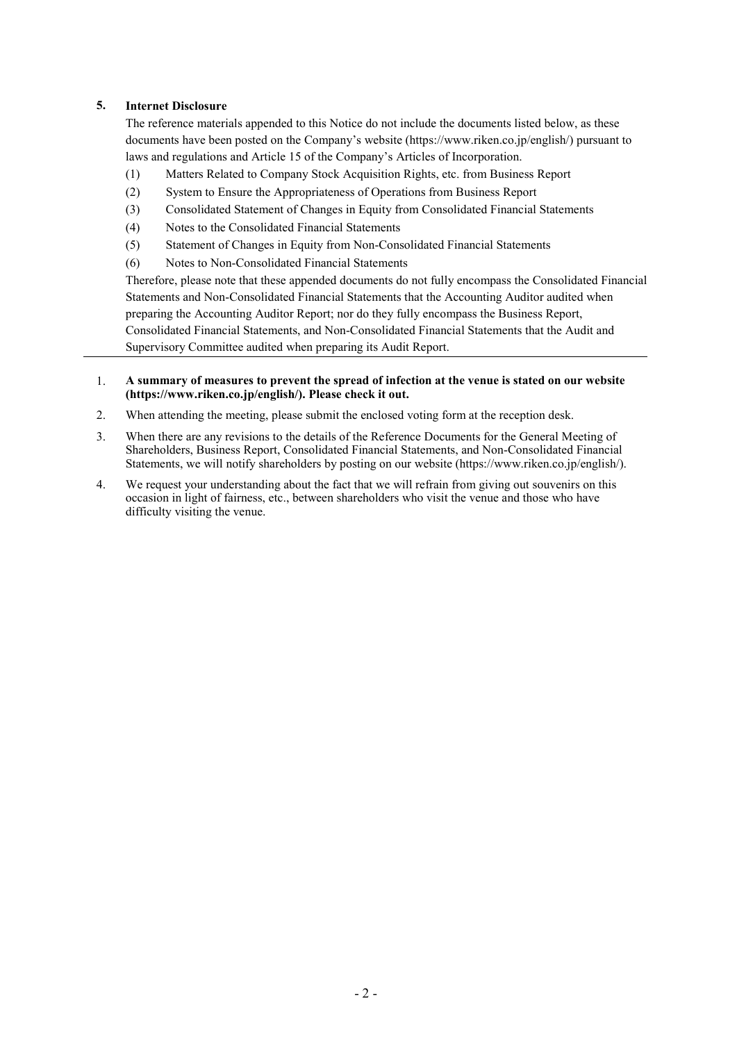## 5. Internet Disclosure

The reference materials appended to this Notice do not include the documents listed below, as these documents have been posted on the Company's website (https://www.riken.co.jp/english/) pursuant to laws and regulations and Article 15 of the Company's Articles of Incorporation.

(1) Matters Related to Company Stock Acquisition Rights, etc. from Business Report

(2) System to Ensure the Appropriateness of Operations from Business Report

(3) Consolidated Statement of Changes in Equity from Consolidated Financial Statements

(4) Notes to the Consolidated Financial Statements

(5) Statement of Changes in Equity from Non-Consolidated Financial Statements

(6) Notes to Non-Consolidated Financial Statements

Therefore, please note that these appended documents do not fully encompass the Consolidated Financial Statements and Non-Consolidated Financial Statements that the Accounting Auditor audited when preparing the Accounting Auditor Report; nor do they fully encompass the Business Report, Consolidated Financial Statements, and Non-Consolidated Financial Statements that the Audit and Supervisory Committee audited when preparing its Audit Report.

---

1. **A summary of measures to prevent the spread of infection at the venue is stated on our website (https://www.riken.co.jp/english/). Please check it out.**
2. When attending the meeting, please submit the enclosed voting form at the reception desk.
3. When there are any revisions to the details of the Reference Documents for the General Meeting of Shareholders, Business Report, Consolidated Financial Statements, and Non-Consolidated Financial Statements, we will notify shareholders by posting on our website (https://www.riken.co.jp/english/).
4. We request your understanding about the fact that we will refrain from giving out souvenirs on this occasion in light of fairness, etc., between shareholders who visit the venue and those who have difficulty visiting the venue.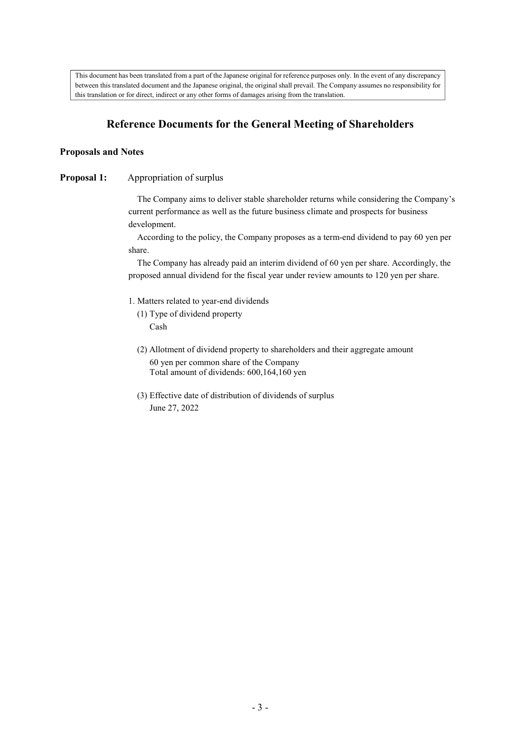This document has been translated from a part of the Japanese original for reference purposes only. In the event of any discrepancy between this translated document and the Japanese original, the original shall prevail. The Company assumes no responsibility for this translation or for direct, indirect or any other forms of damages arising from the translation.

# Reference Documents for the General Meeting of Shareholders

### Proposals and Notes

**Proposal 1:** Appropriation of surplus

The Company aims to deliver stable shareholder returns while considering the Company's current performance as well as the future business climate and prospects for business development.

According to the policy, the Company proposes as a term-end dividend to pay 60 yen per share.

The Company has already paid an interim dividend of 60 yen per share. Accordingly, the proposed annual dividend for the fiscal year under review amounts to 120 yen per share.

1. Matters related to year-end dividends
   - (1) Type of dividend property
     Cash
   - (2) Allotment of dividend property to shareholders and their aggregate amount
     60 yen per common share of the Company
     Total amount of dividends: 600,164,160 yen
   - (3) Effective date of distribution of dividends of surplus
     June 27, 2022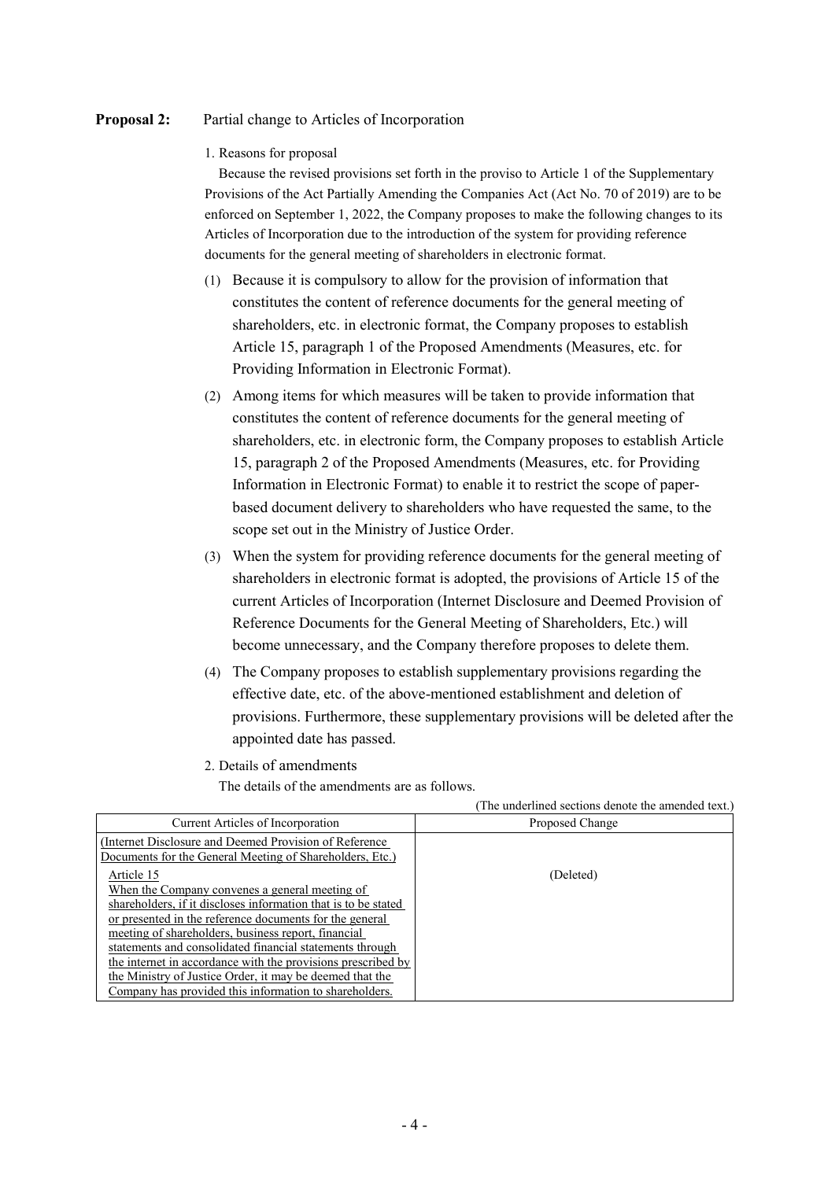**Proposal 2:** Partial change to Articles of Incorporation

1. Reasons for proposal

Because the revised provisions set forth in the proviso to Article 1 of the Supplementary Provisions of the Act Partially Amending the Companies Act (Act No. 70 of 2019) are to be enforced on September 1, 2022, the Company proposes to make the following changes to its Articles of Incorporation due to the introduction of the system for providing reference documents for the general meeting of shareholders in electronic format.

(1) Because it is compulsory to allow for the provision of information that constitutes the content of reference documents for the general meeting of shareholders, etc. in electronic format, the Company proposes to establish Article 15, paragraph 1 of the Proposed Amendments (Measures, etc. for Providing Information in Electronic Format).

(2) Among items for which measures will be taken to provide information that constitutes the content of reference documents for the general meeting of shareholders, etc. in electronic form, the Company proposes to establish Article 15, paragraph 2 of the Proposed Amendments (Measures, etc. for Providing Information in Electronic Format) to enable it to restrict the scope of paper-based document delivery to shareholders who have requested the same, to the scope set out in the Ministry of Justice Order.

(3) When the system for providing reference documents for the general meeting of shareholders in electronic format is adopted, the provisions of Article 15 of the current Articles of Incorporation (Internet Disclosure and Deemed Provision of Reference Documents for the General Meeting of Shareholders, Etc.) will become unnecessary, and the Company therefore proposes to delete them.

(4) The Company proposes to establish supplementary provisions regarding the effective date, etc. of the above-mentioned establishment and deletion of provisions. Furthermore, these supplementary provisions will be deleted after the appointed date has passed.

2. Details of amendments

The details of the amendments are as follows.

(The underlined sections denote the amended text.)

| Current Articles of Incorporation | Proposed Change |
|---|---|
| (Internet Disclosure and Deemed Provision of Reference Documents for the General Meeting of Shareholders, Etc.)<br>Article 15<br>When the Company convenes a general meeting of shareholders, if it discloses information that is to be stated or presented in the reference documents for the general meeting of shareholders, business report, financial statements and consolidated financial statements through the internet in accordance with the provisions prescribed by the Ministry of Justice Order, it may be deemed that the Company has provided this information to shareholders. | (Deleted) |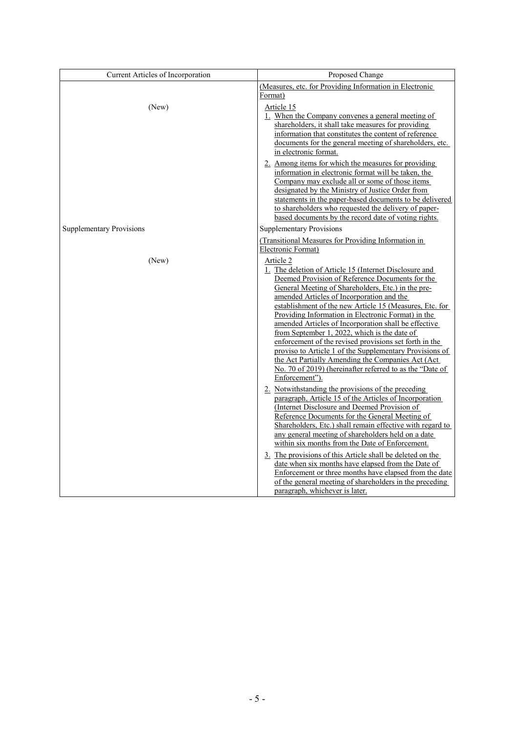| Current Articles of Incorporation | Proposed Change |
| --- | --- |
| (New) | (Measures, etc. for Providing Information in Electronic Format)<br><br>Article 15<br>1. When the Company convenes a general meeting of shareholders, it shall take measures for providing information that constitutes the content of reference documents for the general meeting of shareholders, etc. in electronic format.<br><br>2. Among items for which the measures for providing information in electronic format will be taken, the Company may exclude all or some of those items designated by the Ministry of Justice Order from statements in the paper-based documents to be delivered to shareholders who requested the delivery of paper-based documents by the record date of voting rights. |
| Supplementary Provisions | Supplementary Provisions |
| (New) | (Transitional Measures for Providing Information in Electronic Format)<br><br>Article 2<br>1. The deletion of Article 15 (Internet Disclosure and Deemed Provision of Reference Documents for the General Meeting of Shareholders, Etc.) in the pre-amended Articles of Incorporation and the establishment of the new Article 15 (Measures, Etc. for Providing Information in Electronic Format) in the amended Articles of Incorporation shall be effective from September 1, 2022, which is the date of enforcement of the revised provisions set forth in the proviso to Article 1 of the Supplementary Provisions of the Act Partially Amending the Companies Act (Act No. 70 of 2019) (hereinafter referred to as the "Date of Enforcement").<br><br>2. Notwithstanding the provisions of the preceding paragraph, Article 15 of the Articles of Incorporation (Internet Disclosure and Deemed Provision of Reference Documents for the General Meeting of Shareholders, Etc.) shall remain effective with regard to any general meeting of shareholders held on a date within six months from the Date of Enforcement.<br><br>3. The provisions of this Article shall be deleted on the date when six months have elapsed from the Date of Enforcement or three months have elapsed from the date of the general meeting of shareholders in the preceding paragraph, whichever is later. |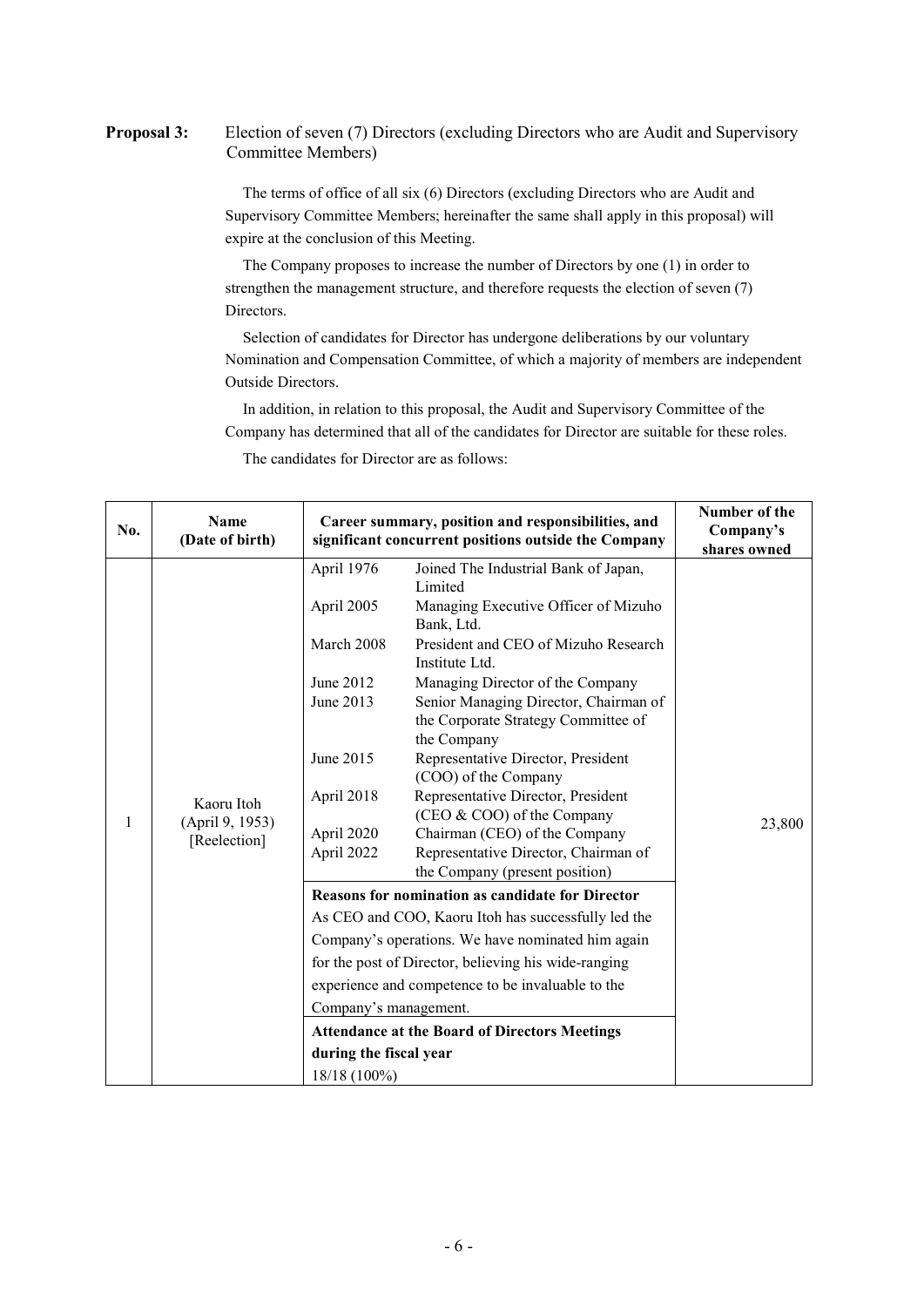**Proposal 3:** Election of seven (7) Directors (excluding Directors who are Audit and Supervisory Committee Members)

The terms of office of all six (6) Directors (excluding Directors who are Audit and Supervisory Committee Members; hereinafter the same shall apply in this proposal) will expire at the conclusion of this Meeting.

The Company proposes to increase the number of Directors by one (1) in order to strengthen the management structure, and therefore requests the election of seven (7) Directors.

Selection of candidates for Director has undergone deliberations by our voluntary Nomination and Compensation Committee, of which a majority of members are independent Outside Directors.

In addition, in relation to this proposal, the Audit and Supervisory Committee of the Company has determined that all of the candidates for Director are suitable for these roles.

The candidates for Director are as follows:

| No. | Name (Date of birth) | Career summary, position and responsibilities, and significant concurrent positions outside the Company | | Number of the Company's shares owned |
|---|---|---|---|---|
| 1 | Kaoru Itoh (April 9, 1953) [Reelection] | April 1976 | Joined The Industrial Bank of Japan, Limited | 23,800 |
| | | April 2005 | Managing Executive Officer of Mizuho Bank, Ltd. | |
| | | March 2008 | President and CEO of Mizuho Research Institute Ltd. | |
| | | June 2012 | Managing Director of the Company | |
| | | June 2013 | Senior Managing Director, Chairman of the Corporate Strategy Committee of the Company | |
| | | June 2015 | Representative Director, President (COO) of the Company | |
| | | April 2018 | Representative Director, President (CEO & COO) of the Company | |
| | | April 2020 | Chairman (CEO) of the Company | |
| | | April 2022 | Representative Director, Chairman of the Company (present position) | |
| | | **Reasons for nomination as candidate for Director** | | |
| | | As CEO and COO, Kaoru Itoh has successfully led the Company's operations. We have nominated him again for the post of Director, believing his wide-ranging experience and competence to be invaluable to the Company's management. | | |
| | | **Attendance at the Board of Directors Meetings during the fiscal year** | | |
| | | 18/18 (100%) | | |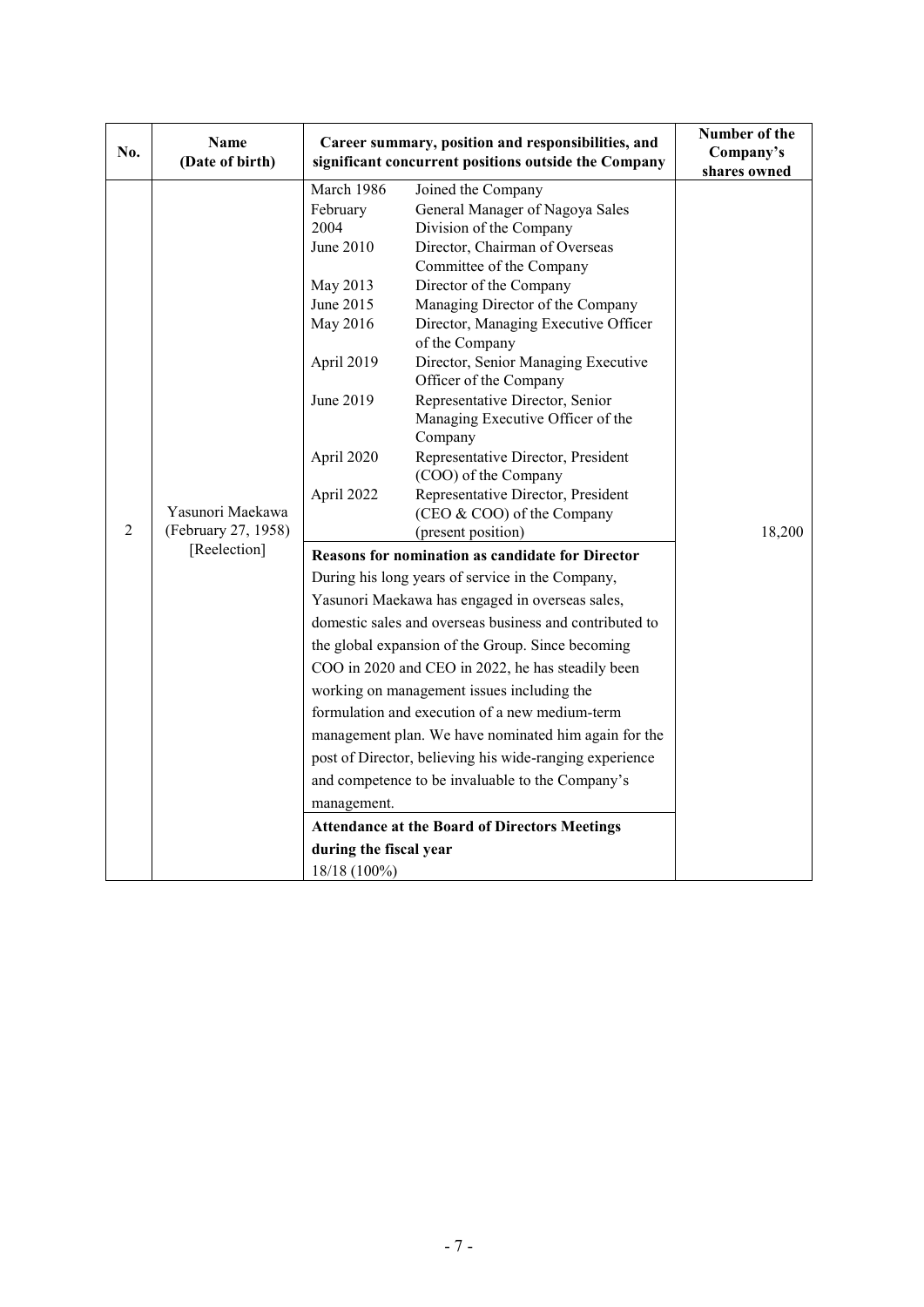| No. | Name (Date of birth) | Career summary, position and responsibilities, and significant concurrent positions outside the Company | Number of the Company's shares owned |
|---|---|---|---|
| 2 | Yasunori Maekawa (February 27, 1958) [Reelection] | March 1986 Joined the Company<br>February 2004 General Manager of Nagoya Sales Division of the Company<br>June 2010 Director, Chairman of Overseas Committee of the Company<br>May 2013 Director of the Company<br>June 2015 Managing Director of the Company<br>May 2016 Director, Managing Executive Officer of the Company<br>April 2019 Director, Senior Managing Executive Officer of the Company<br>June 2019 Representative Director, Senior Managing Executive Officer of the Company<br>April 2020 Representative Director, President (COO) of the Company<br>April 2022 Representative Director, President (CEO & COO) of the Company (present position)<br><br>**Reasons for nomination as candidate for Director**<br>During his long years of service in the Company, Yasunori Maekawa has engaged in overseas sales, domestic sales and overseas business and contributed to the global expansion of the Group. Since becoming COO in 2020 and CEO in 2022, he has steadily been working on management issues including the formulation and execution of a new medium-term management plan. We have nominated him again for the post of Director, believing his wide-ranging experience and competence to be invaluable to the Company's management.<br><br>**Attendance at the Board of Directors Meetings during the fiscal year**<br>18/18 (100%) | 18,200 |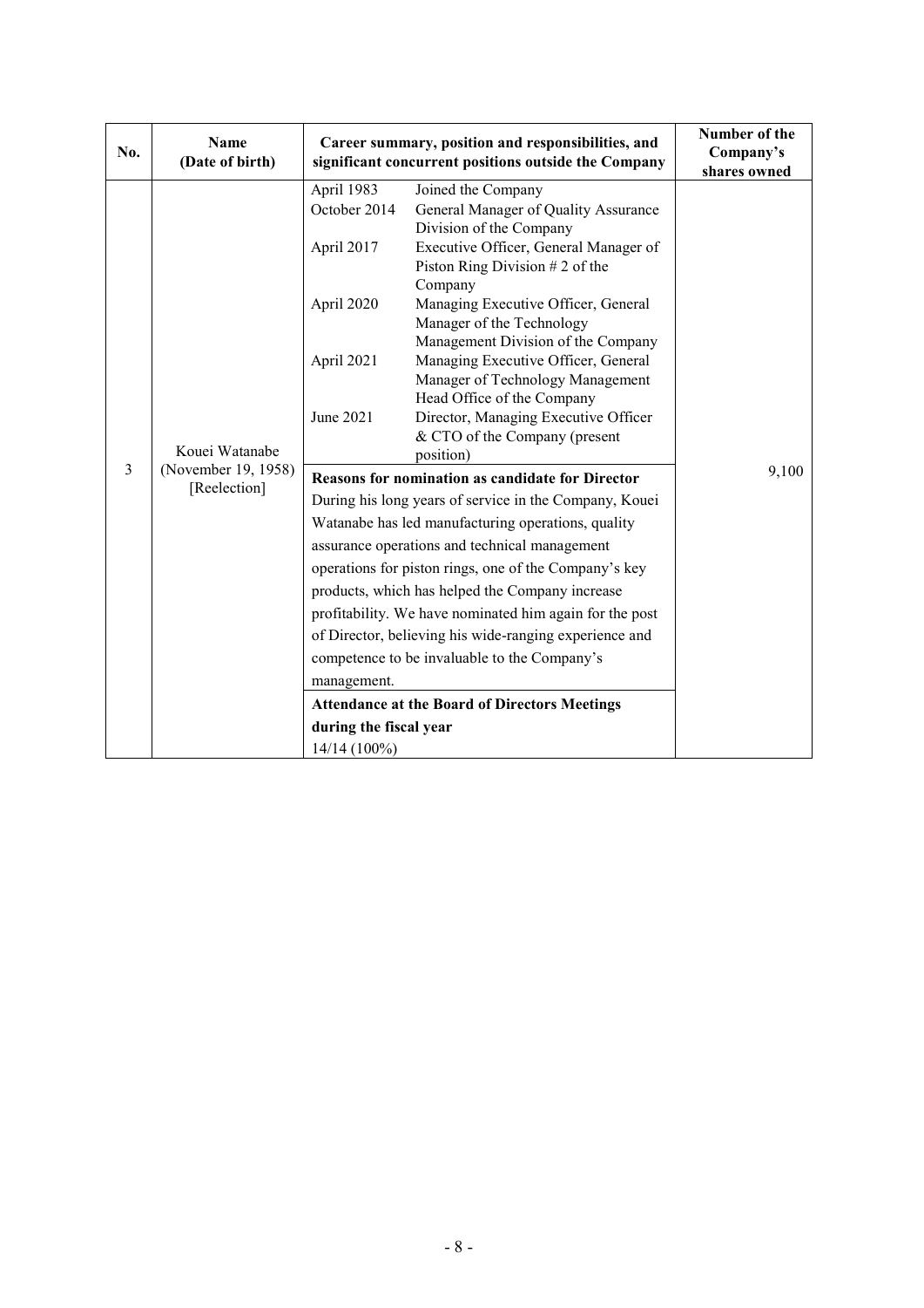| No. | Name (Date of birth) | Career summary, position and responsibilities, and significant concurrent positions outside the Company | Number of the Company's shares owned |
|---|---|---|---|
| 3 | Kouei Watanabe (November 19, 1958) [Reelection] | April 1983 Joined the Company<br>October 2014 General Manager of Quality Assurance Division of the Company<br>April 2017 Executive Officer, General Manager of Piston Ring Division # 2 of the Company<br>April 2020 Managing Executive Officer, General Manager of the Technology Management Division of the Company<br>April 2021 Managing Executive Officer, General Manager of Technology Management Head Office of the Company<br>June 2021 Director, Managing Executive Officer & CTO of the Company (present position)<br><br>**Reasons for nomination as candidate for Director**<br>During his long years of service in the Company, Kouei Watanabe has led manufacturing operations, quality assurance operations and technical management operations for piston rings, one of the Company's key products, which has helped the Company increase profitability. We have nominated him again for the post of Director, believing his wide-ranging experience and competence to be invaluable to the Company's management.<br><br>**Attendance at the Board of Directors Meetings during the fiscal year**<br>14/14 (100%) | 9,100 |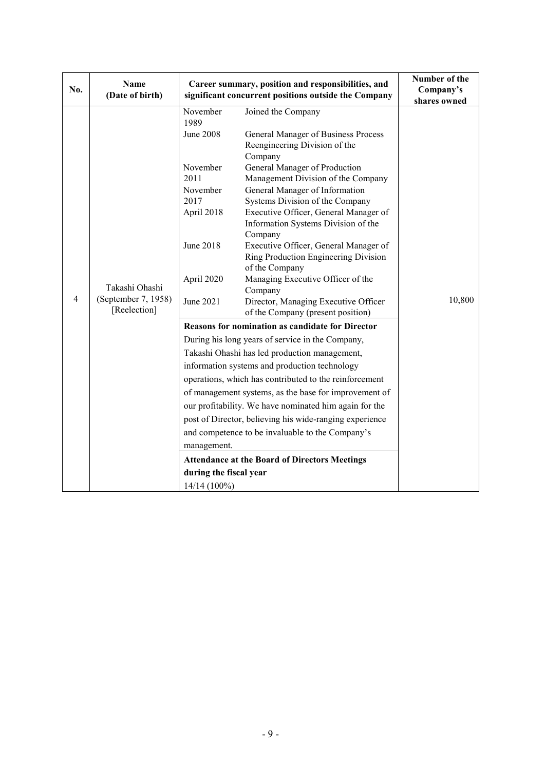| No. | Name (Date of birth) | Career summary, position and responsibilities, and significant concurrent positions outside the Company | | Number of the Company's shares owned |
|---|---|---|---|---|
| 4 | Takashi Ohashi (September 7, 1958) [Reelection] | November 1989 | Joined the Company | 10,800 |
| | | June 2008 | General Manager of Business Process Reengineering Division of the Company | |
| | | November 2011 | General Manager of Production Management Division of the Company | |
| | | November 2017 | General Manager of Information Systems Division of the Company | |
| | | April 2018 | Executive Officer, General Manager of Information Systems Division of the Company | |
| | | June 2018 | Executive Officer, General Manager of Ring Production Engineering Division of the Company | |
| | | April 2020 | Managing Executive Officer of the Company | |
| | | June 2021 | Director, Managing Executive Officer of the Company (present position) | |
| | | **Reasons for nomination as candidate for Director**<br>During his long years of service in the Company, Takashi Ohashi has led production management, information systems and production technology operations, which has contributed to the reinforcement of management systems, as the base for improvement of our profitability. We have nominated him again for the post of Director, believing his wide-ranging experience and competence to be invaluable to the Company's management. | | |
| | | **Attendance at the Board of Directors Meetings during the fiscal year**<br>14/14 (100%) | | |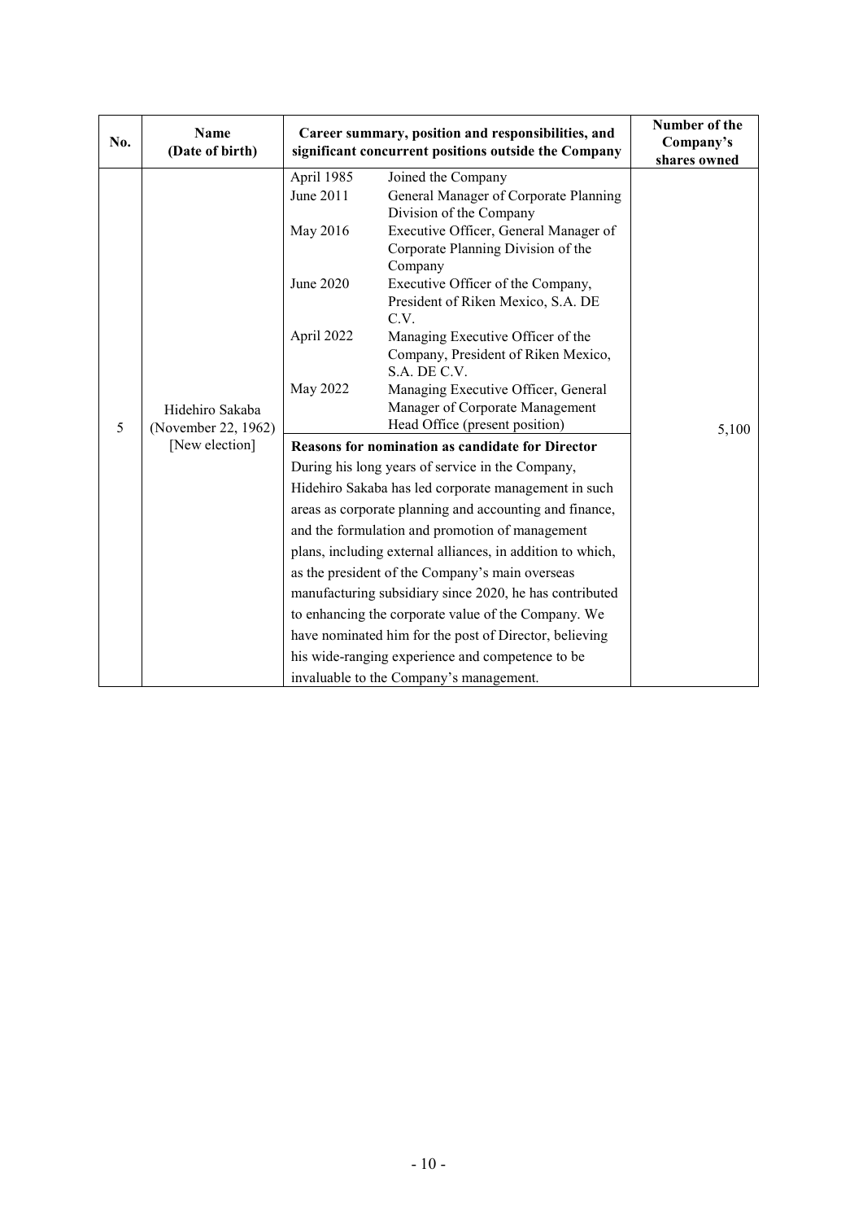| No. | Name (Date of birth) | Career summary, position and responsibilities, and significant concurrent positions outside the Company | Number of the Company's shares owned |
|---|---|---|---|
| 5 | Hidehiro Sakaba (November 22, 1962) [New election] | April 1985 Joined the Company<br>June 2011 General Manager of Corporate Planning Division of the Company<br>May 2016 Executive Officer, General Manager of Corporate Planning Division of the Company<br>June 2020 Executive Officer of the Company, President of Riken Mexico, S.A. DE C.V.<br>April 2022 Managing Executive Officer of the Company, President of Riken Mexico, S.A. DE C.V.<br>May 2022 Managing Executive Officer, General Manager of Corporate Management Head Office (present position)<br>**Reasons for nomination as candidate for Director**<br>During his long years of service in the Company, Hidehiro Sakaba has led corporate management in such areas as corporate planning and accounting and finance, and the formulation and promotion of management plans, including external alliances, in addition to which, as the president of the Company's main overseas manufacturing subsidiary since 2020, he has contributed to enhancing the corporate value of the Company. We have nominated him for the post of Director, believing his wide-ranging experience and competence to be invaluable to the Company's management. | 5,100 |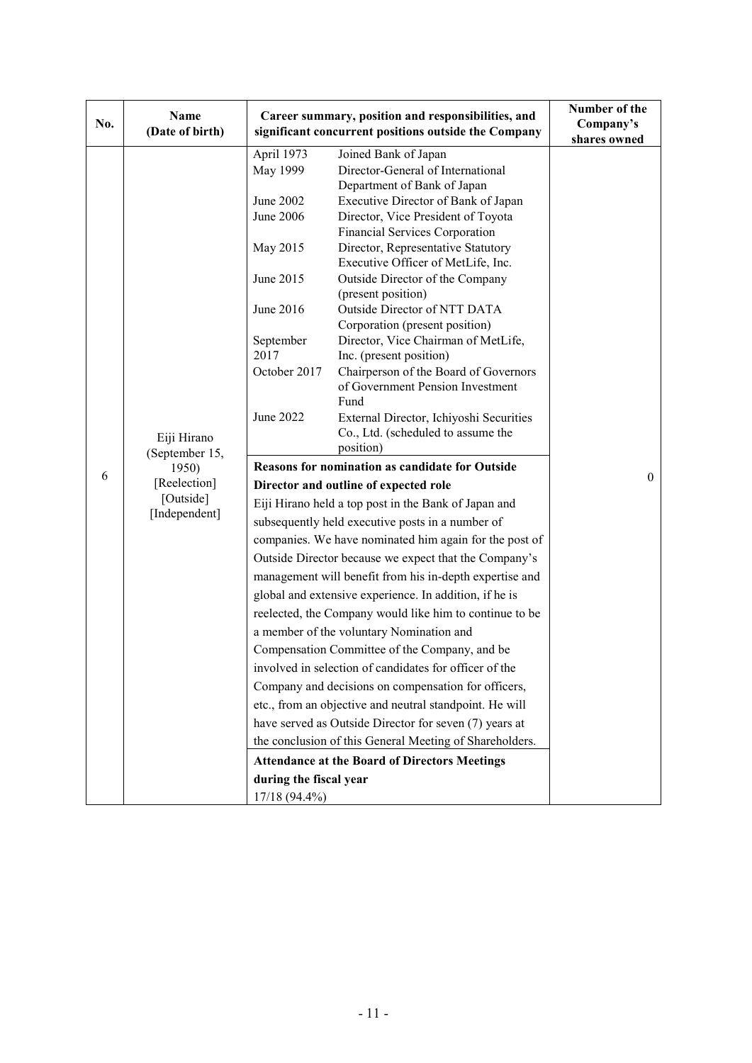| No. | Name (Date of birth) | Career summary, position and responsibilities, and significant concurrent positions outside the Company | Number of the Company's shares owned |
|---|---|---|---|
| 6 | Eiji Hirano (September 15, 1950) [Reelection] [Outside] [Independent] | April 1973 Joined Bank of Japan<br>May 1999 Director-General of International Department of Bank of Japan<br>June 2002 Executive Director of Bank of Japan<br>June 2006 Director, Vice President of Toyota Financial Services Corporation<br>May 2015 Director, Representative Statutory Executive Officer of MetLife, Inc.<br>June 2015 Outside Director of the Company (present position)<br>June 2016 Outside Director of NTT DATA Corporation (present position)<br>September 2017 Director, Vice Chairman of MetLife, Inc. (present position)<br>October 2017 Chairperson of the Board of Governors of Government Pension Investment Fund<br>June 2022 External Director, Ichiyoshi Securities Co., Ltd. (scheduled to assume the position)<br><br>**Reasons for nomination as candidate for Outside Director and outline of expected role**<br>Eiji Hirano held a top post in the Bank of Japan and subsequently held executive posts in a number of companies. We have nominated him again for the post of Outside Director because we expect that the Company's management will benefit from his in-depth expertise and global and extensive experience. In addition, if he is reelected, the Company would like him to continue to be a member of the voluntary Nomination and Compensation Committee of the Company, and be involved in selection of candidates for officer of the Company and decisions on compensation for officers, etc., from an objective and neutral standpoint. He will have served as Outside Director for seven (7) years at the conclusion of this General Meeting of Shareholders.<br><br>**Attendance at the Board of Directors Meetings during the fiscal year**<br>17/18 (94.4%) | 0 |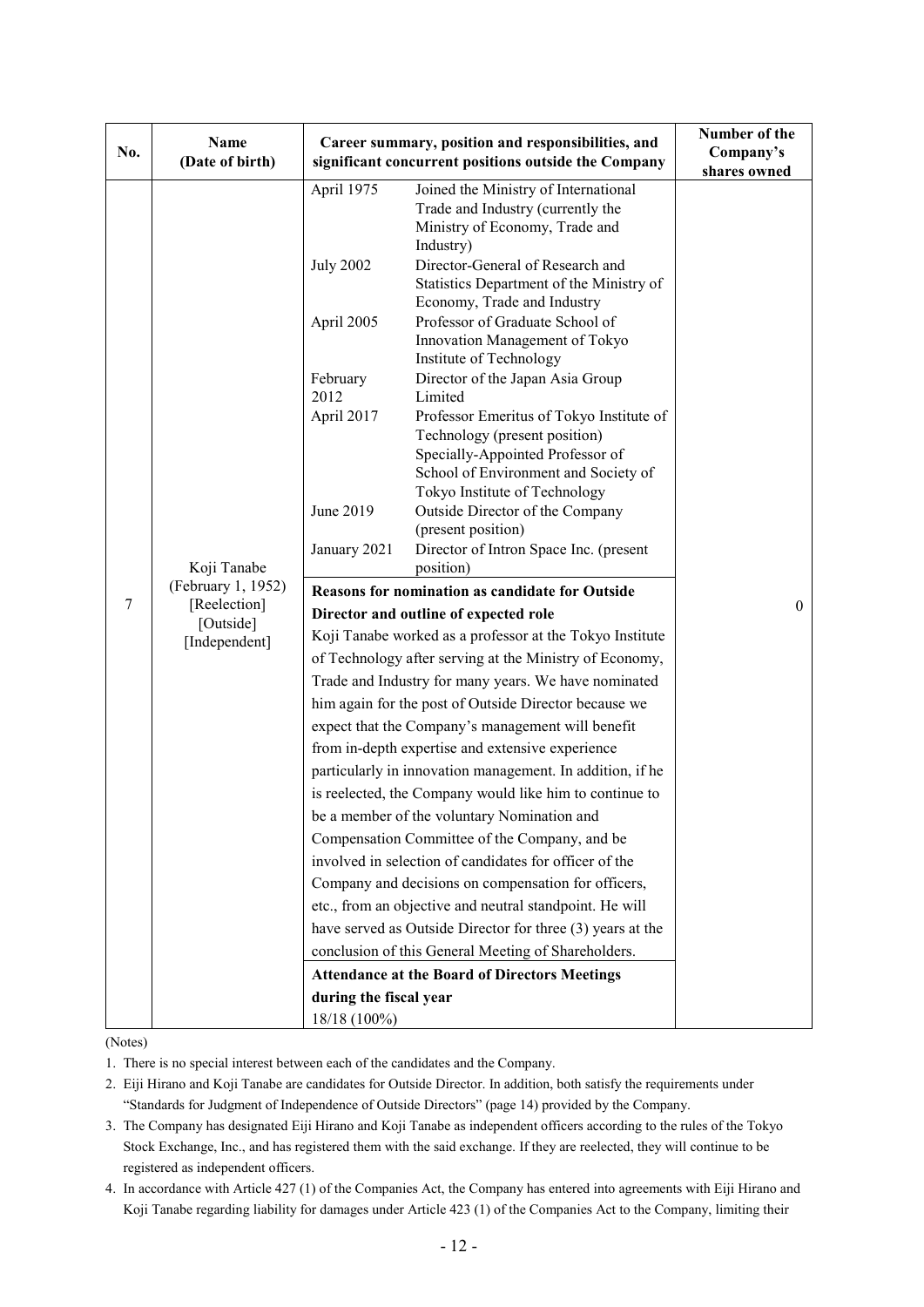| No. | Name (Date of birth) | Career summary, position and responsibilities, and significant concurrent positions outside the Company | Number of the Company's shares owned |
|---|---|---|---|
| 7 | Koji Tanabe (February 1, 1952) [Reelection] [Outside] [Independent] | April 1975 Joined the Ministry of International Trade and Industry (currently the Ministry of Economy, Trade and Industry)<br>July 2002 Director-General of Research and Statistics Department of the Ministry of Economy, Trade and Industry<br>April 2005 Professor of Graduate School of Innovation Management of Tokyo Institute of Technology<br>February 2012 Director of the Japan Asia Group Limited<br>April 2017 Professor Emeritus of Tokyo Institute of Technology (present position) Specially-Appointed Professor of School of Environment and Society of Tokyo Institute of Technology<br>June 2019 Outside Director of the Company (present position)<br>January 2021 Director of Intron Space Inc. (present position)<br><br>**Reasons for nomination as candidate for Outside Director and outline of expected role**<br>Koji Tanabe worked as a professor at the Tokyo Institute of Technology after serving at the Ministry of Economy, Trade and Industry for many years. We have nominated him again for the post of Outside Director because we expect that the Company's management will benefit from in-depth expertise and extensive experience particularly in innovation management. In addition, if he is reelected, the Company would like him to continue to be a member of the voluntary Nomination and Compensation Committee of the Company, and be involved in selection of candidates for officer of the Company and decisions on compensation for officers, etc., from an objective and neutral standpoint. He will have served as Outside Director for three (3) years at the conclusion of this General Meeting of Shareholders.<br><br>**Attendance at the Board of Directors Meetings during the fiscal year**<br>18/18 (100%) | 0 |

(Notes)

1. There is no special interest between each of the candidates and the Company.
2. Eiji Hirano and Koji Tanabe are candidates for Outside Director. In addition, both satisfy the requirements under "Standards for Judgment of Independence of Outside Directors" (page 14) provided by the Company.
3. The Company has designated Eiji Hirano and Koji Tanabe as independent officers according to the rules of the Tokyo Stock Exchange, Inc., and has registered them with the said exchange. If they are reelected, they will continue to be registered as independent officers.
4. In accordance with Article 427 (1) of the Companies Act, the Company has entered into agreements with Eiji Hirano and Koji Tanabe regarding liability for damages under Article 423 (1) of the Companies Act to the Company, limiting their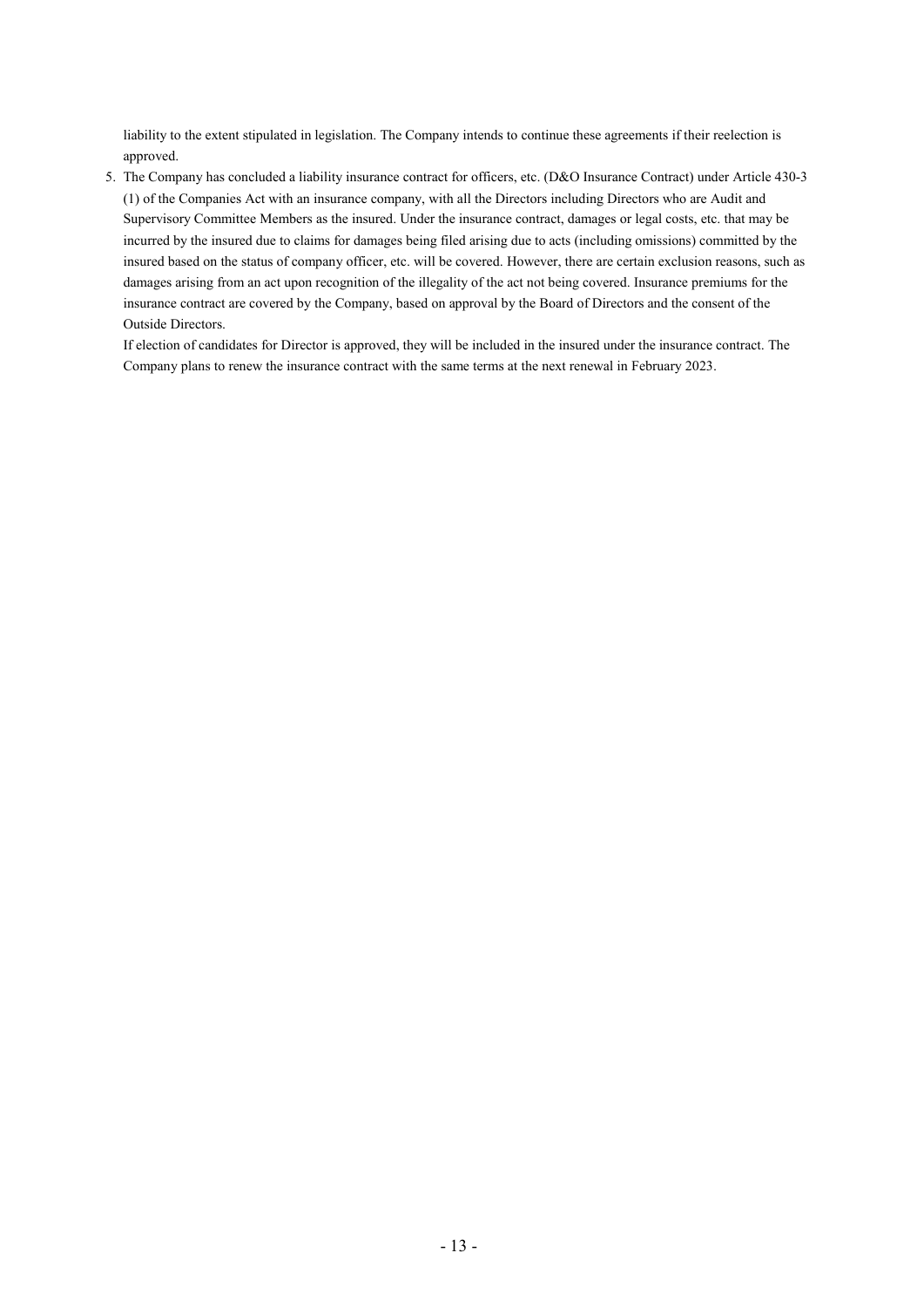liability to the extent stipulated in legislation. The Company intends to continue these agreements if their reelection is approved.

5. The Company has concluded a liability insurance contract for officers, etc. (D&O Insurance Contract) under Article 430-3 (1) of the Companies Act with an insurance company, with all the Directors including Directors who are Audit and Supervisory Committee Members as the insured. Under the insurance contract, damages or legal costs, etc. that may be incurred by the insured due to claims for damages being filed arising due to acts (including omissions) committed by the insured based on the status of company officer, etc. will be covered. However, there are certain exclusion reasons, such as damages arising from an act upon recognition of the illegality of the act not being covered. Insurance premiums for the insurance contract are covered by the Company, based on approval by the Board of Directors and the consent of the Outside Directors.

   If election of candidates for Director is approved, they will be included in the insured under the insurance contract. The Company plans to renew the insurance contract with the same terms at the next renewal in February 2023.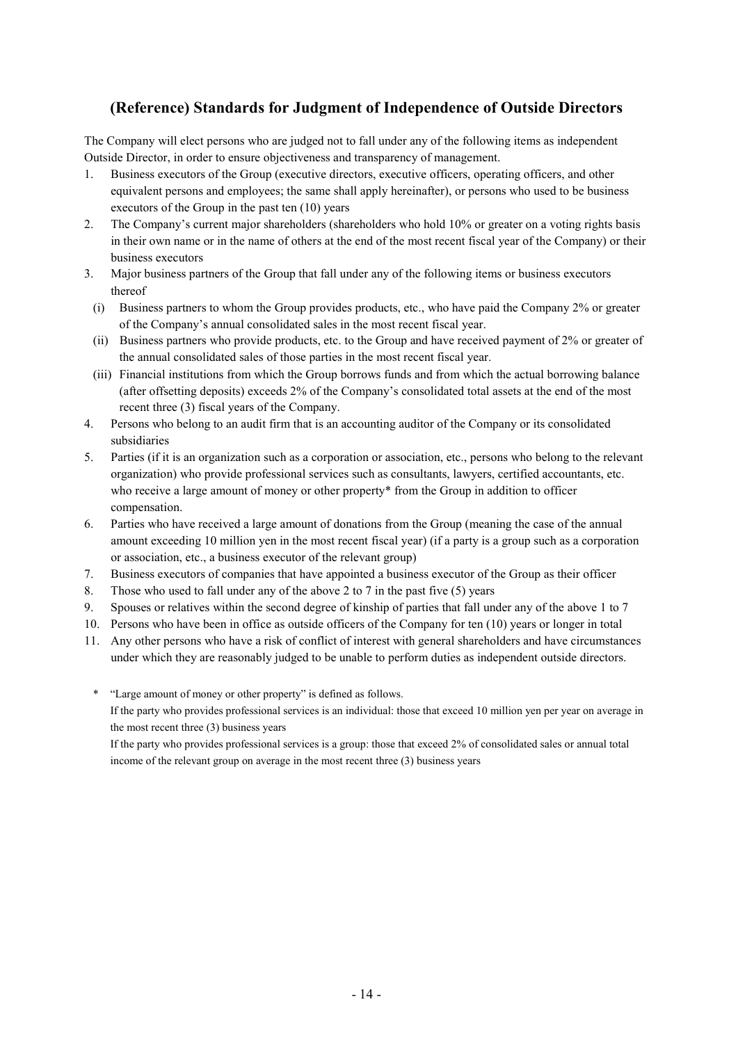## (Reference) Standards for Judgment of Independence of Outside Directors

The Company will elect persons who are judged not to fall under any of the following items as independent Outside Director, in order to ensure objectiveness and transparency of management.

1. Business executors of the Group (executive directors, executive officers, operating officers, and other equivalent persons and employees; the same shall apply hereinafter), or persons who used to be business executors of the Group in the past ten (10) years
2. The Company's current major shareholders (shareholders who hold 10% or greater on a voting rights basis in their own name or in the name of others at the end of the most recent fiscal year of the Company) or their business executors
3. Major business partners of the Group that fall under any of the following items or business executors thereof
   (i) Business partners to whom the Group provides products, etc., who have paid the Company 2% or greater of the Company's annual consolidated sales in the most recent fiscal year.
   (ii) Business partners who provide products, etc. to the Group and have received payment of 2% or greater of the annual consolidated sales of those parties in the most recent fiscal year.
   (iii) Financial institutions from which the Group borrows funds and from which the actual borrowing balance (after offsetting deposits) exceeds 2% of the Company's consolidated total assets at the end of the most recent three (3) fiscal years of the Company.
4. Persons who belong to an audit firm that is an accounting auditor of the Company or its consolidated subsidiaries
5. Parties (if it is an organization such as a corporation or association, etc., persons who belong to the relevant organization) who provide professional services such as consultants, lawyers, certified accountants, etc. who receive a large amount of money or other property* from the Group in addition to officer compensation.
6. Parties who have received a large amount of donations from the Group (meaning the case of the annual amount exceeding 10 million yen in the most recent fiscal year) (if a party is a group such as a corporation or association, etc., a business executor of the relevant group)
7. Business executors of companies that have appointed a business executor of the Group as their officer
8. Those who used to fall under any of the above 2 to 7 in the past five (5) years
9. Spouses or relatives within the second degree of kinship of parties that fall under any of the above 1 to 7
10. Persons who have been in office as outside officers of the Company for ten (10) years or longer in total
11. Any other persons who have a risk of conflict of interest with general shareholders and have circumstances under which they are reasonably judged to be unable to perform duties as independent outside directors.

\* "Large amount of money or other property" is defined as follows.
If the party who provides professional services is an individual: those that exceed 10 million yen per year on average in the most recent three (3) business years
If the party who provides professional services is a group: those that exceed 2% of consolidated sales or annual total income of the relevant group on average in the most recent three (3) business years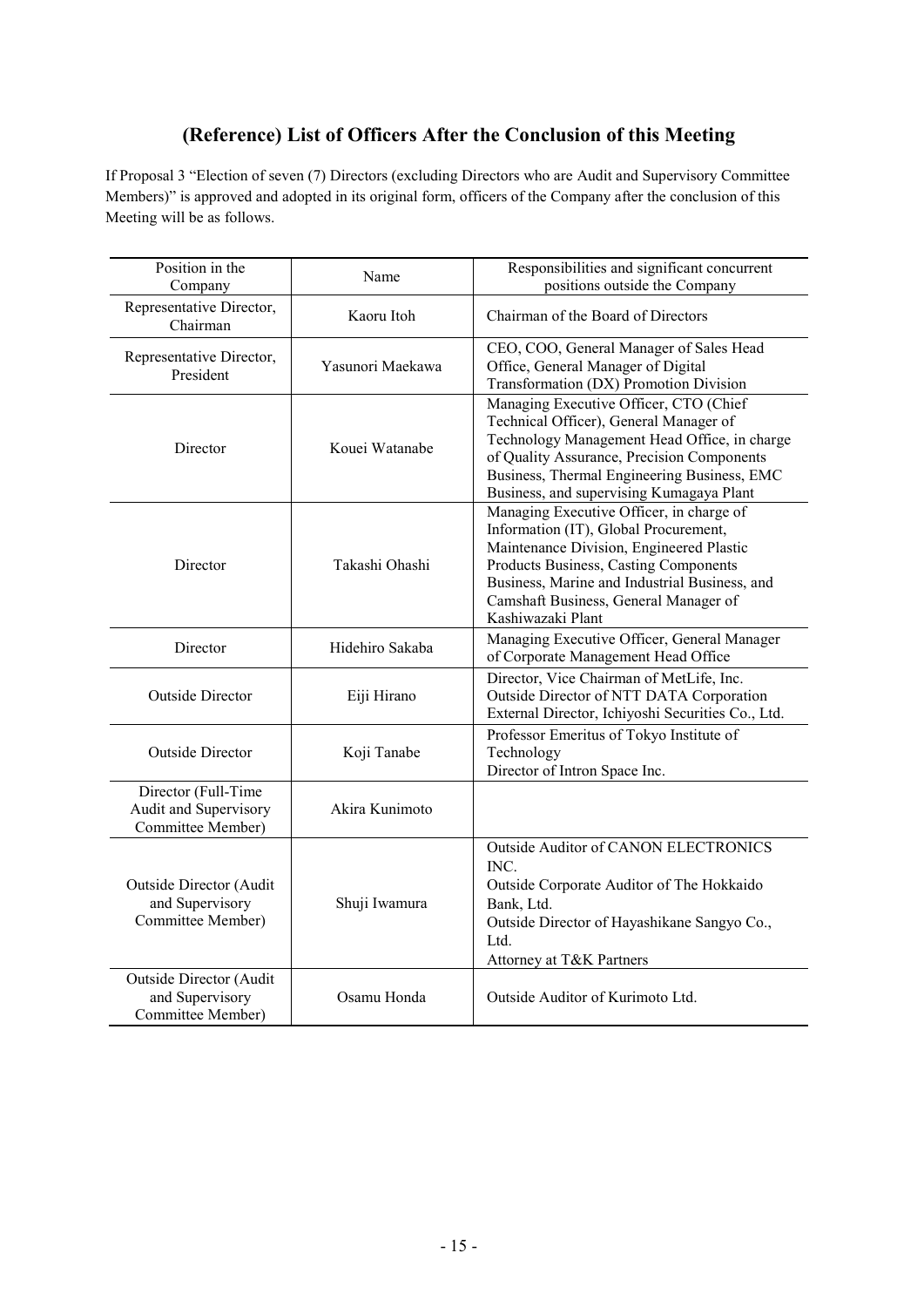## (Reference) List of Officers After the Conclusion of this Meeting

If Proposal 3 "Election of seven (7) Directors (excluding Directors who are Audit and Supervisory Committee Members)" is approved and adopted in its original form, officers of the Company after the conclusion of this Meeting will be as follows.

| Position in the Company | Name | Responsibilities and significant concurrent positions outside the Company |
|---|---|---|
| Representative Director, Chairman | Kaoru Itoh | Chairman of the Board of Directors |
| Representative Director, President | Yasunori Maekawa | CEO, COO, General Manager of Sales Head Office, General Manager of Digital Transformation (DX) Promotion Division |
| Director | Kouei Watanabe | Managing Executive Officer, CTO (Chief Technical Officer), General Manager of Technology Management Head Office, in charge of Quality Assurance, Precision Components Business, Thermal Engineering Business, EMC Business, and supervising Kumagaya Plant |
| Director | Takashi Ohashi | Managing Executive Officer, in charge of Information (IT), Global Procurement, Maintenance Division, Engineered Plastic Products Business, Casting Components Business, Marine and Industrial Business, and Camshaft Business, General Manager of Kashiwazaki Plant |
| Director | Hidehiro Sakaba | Managing Executive Officer, General Manager of Corporate Management Head Office |
| Outside Director | Eiji Hirano | Director, Vice Chairman of MetLife, Inc.<br>Outside Director of NTT DATA Corporation<br>External Director, Ichiyoshi Securities Co., Ltd. |
| Outside Director | Koji Tanabe | Professor Emeritus of Tokyo Institute of Technology<br>Director of Intron Space Inc. |
| Director (Full-Time Audit and Supervisory Committee Member) | Akira Kunimoto | |
| Outside Director (Audit and Supervisory Committee Member) | Shuji Iwamura | Outside Auditor of CANON ELECTRONICS INC.<br>Outside Corporate Auditor of The Hokkaido Bank, Ltd.<br>Outside Director of Hayashikane Sangyo Co., Ltd.<br>Attorney at T&K Partners |
| Outside Director (Audit and Supervisory Committee Member) | Osamu Honda | Outside Auditor of Kurimoto Ltd. |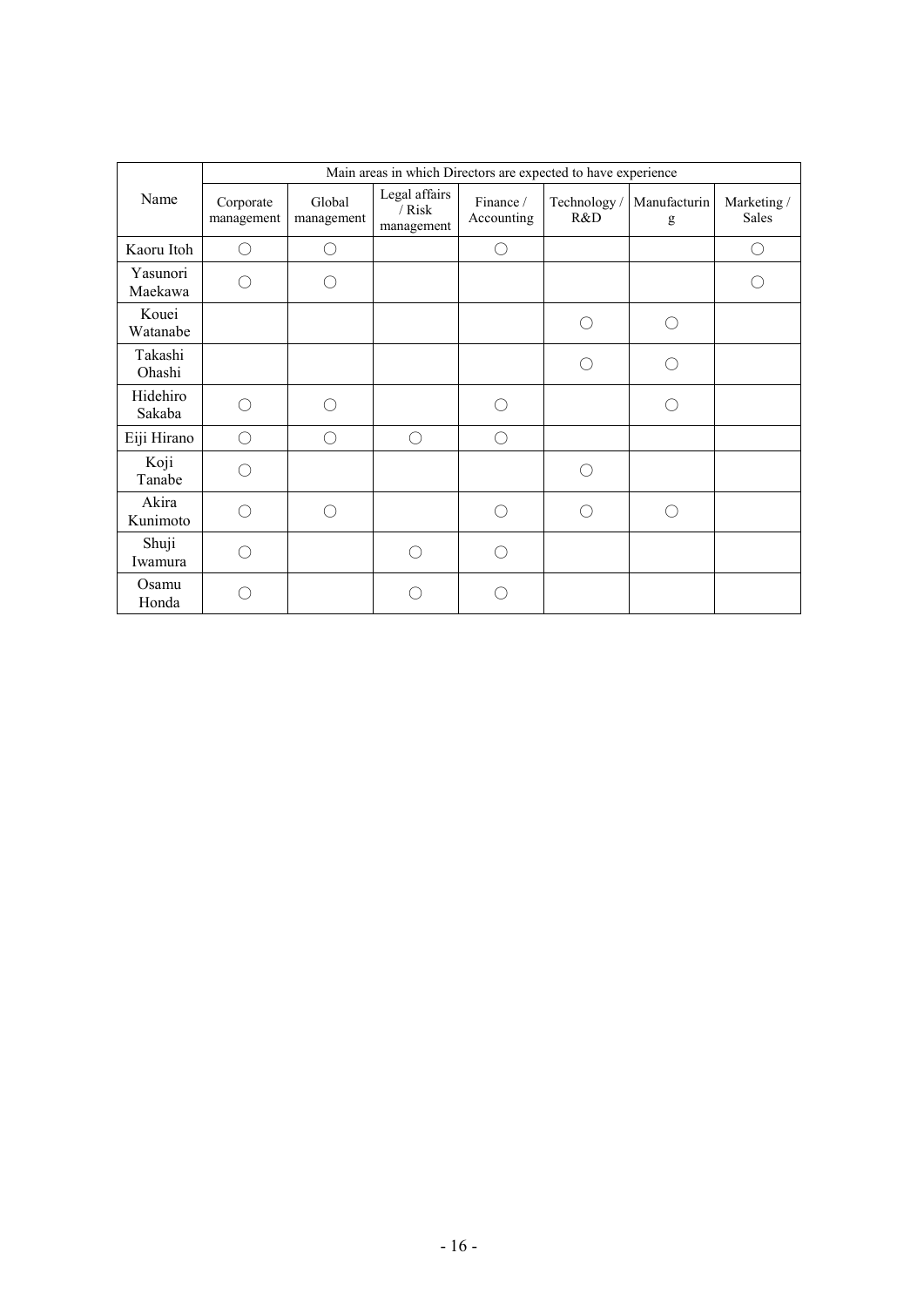| Name | Main areas in which Directors are expected to have experience | | | | | | |
|---|---|---|---|---|---|---|---|
| | Corporate management | Global management | Legal affairs / Risk management | Finance / Accounting | Technology / R&D | Manufacturing | Marketing / Sales |
| Kaoru Itoh | ○ | ○ | | ○ | | | ○ |
| Yasunori Maekawa | ○ | ○ | | | | | ○ |
| Kouei Watanabe | | | | | ○ | ○ | |
| Takashi Ohashi | | | | | ○ | ○ | |
| Hidehiro Sakaba | ○ | ○ | | ○ | | ○ | |
| Eiji Hirano | ○ | ○ | ○ | ○ | | | |
| Koji Tanabe | ○ | | | | ○ | | |
| Akira Kunimoto | ○ | ○ | | ○ | ○ | ○ | |
| Shuji Iwamura | ○ | | ○ | ○ | | | |
| Osamu Honda | ○ | | ○ | ○ | | | |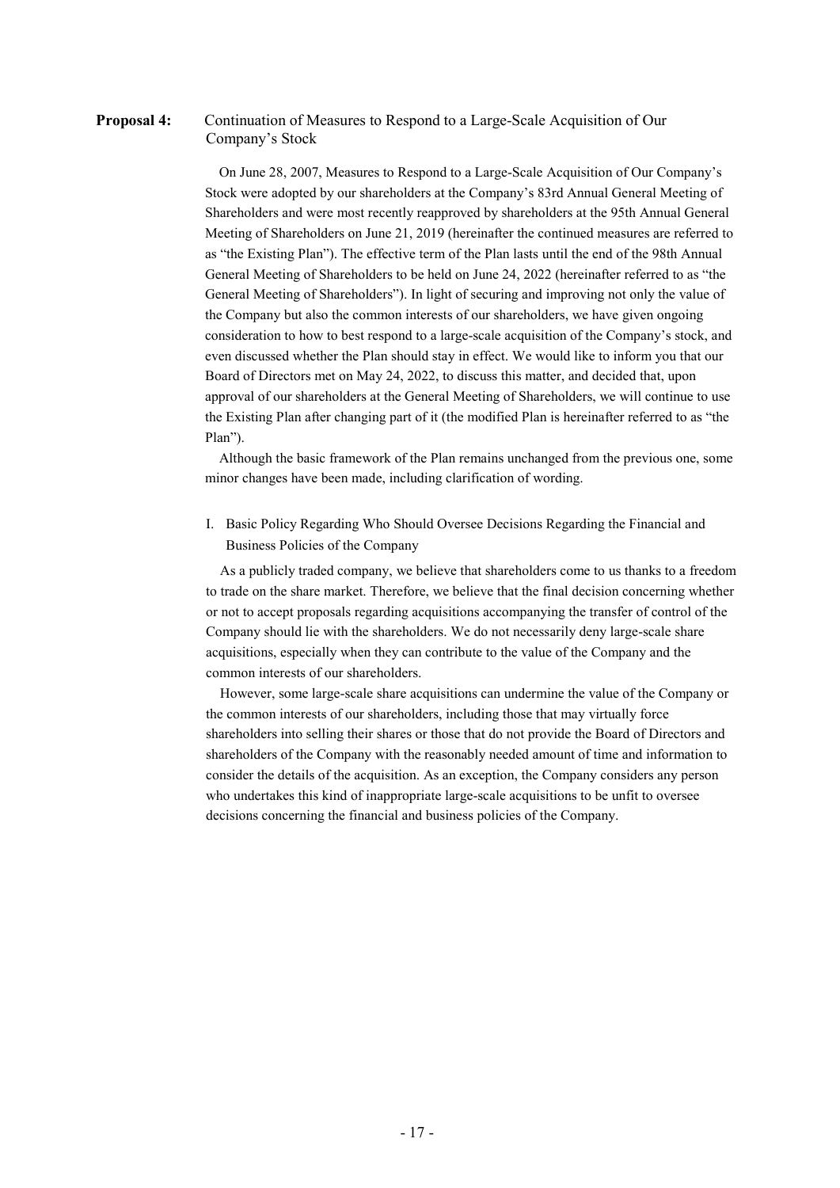**Proposal 4:** Continuation of Measures to Respond to a Large-Scale Acquisition of Our Company's Stock

On June 28, 2007, Measures to Respond to a Large-Scale Acquisition of Our Company's Stock were adopted by our shareholders at the Company's 83rd Annual General Meeting of Shareholders and were most recently reapproved by shareholders at the 95th Annual General Meeting of Shareholders on June 21, 2019 (hereinafter the continued measures are referred to as "the Existing Plan"). The effective term of the Plan lasts until the end of the 98th Annual General Meeting of Shareholders to be held on June 24, 2022 (hereinafter referred to as "the General Meeting of Shareholders"). In light of securing and improving not only the value of the Company but also the common interests of our shareholders, we have given ongoing consideration to how to best respond to a large-scale acquisition of the Company's stock, and even discussed whether the Plan should stay in effect. We would like to inform you that our Board of Directors met on May 24, 2022, to discuss this matter, and decided that, upon approval of our shareholders at the General Meeting of Shareholders, we will continue to use the Existing Plan after changing part of it (the modified Plan is hereinafter referred to as "the Plan").

Although the basic framework of the Plan remains unchanged from the previous one, some minor changes have been made, including clarification of wording.

I. Basic Policy Regarding Who Should Oversee Decisions Regarding the Financial and Business Policies of the Company

As a publicly traded company, we believe that shareholders come to us thanks to a freedom to trade on the share market. Therefore, we believe that the final decision concerning whether or not to accept proposals regarding acquisitions accompanying the transfer of control of the Company should lie with the shareholders. We do not necessarily deny large-scale share acquisitions, especially when they can contribute to the value of the Company and the common interests of our shareholders.

However, some large-scale share acquisitions can undermine the value of the Company or the common interests of our shareholders, including those that may virtually force shareholders into selling their shares or those that do not provide the Board of Directors and shareholders of the Company with the reasonably needed amount of time and information to consider the details of the acquisition. As an exception, the Company considers any person who undertakes this kind of inappropriate large-scale acquisitions to be unfit to oversee decisions concerning the financial and business policies of the Company.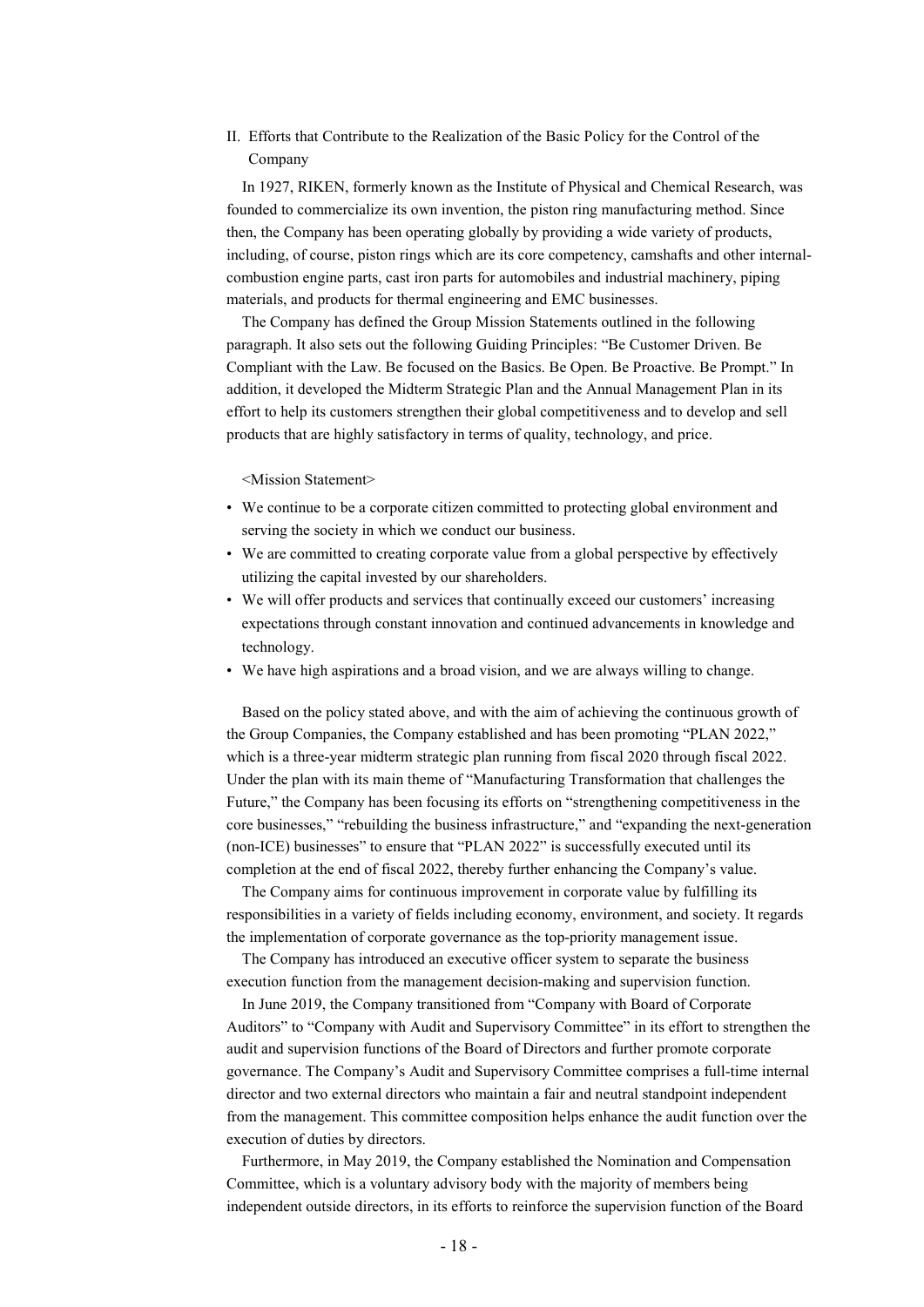## II. Efforts that Contribute to the Realization of the Basic Policy for the Control of the Company

In 1927, RIKEN, formerly known as the Institute of Physical and Chemical Research, was founded to commercialize its own invention, the piston ring manufacturing method. Since then, the Company has been operating globally by providing a wide variety of products, including, of course, piston rings which are its core competency, camshafts and other internal-combustion engine parts, cast iron parts for automobiles and industrial machinery, piping materials, and products for thermal engineering and EMC businesses.

The Company has defined the Group Mission Statements outlined in the following paragraph. It also sets out the following Guiding Principles: "Be Customer Driven. Be Compliant with the Law. Be focused on the Basics. Be Open. Be Proactive. Be Prompt." In addition, it developed the Midterm Strategic Plan and the Annual Management Plan in its effort to help its customers strengthen their global competitiveness and to develop and sell products that are highly satisfactory in terms of quality, technology, and price.

<Mission Statement>

- We continue to be a corporate citizen committed to protecting global environment and serving the society in which we conduct our business.
- We are committed to creating corporate value from a global perspective by effectively utilizing the capital invested by our shareholders.
- We will offer products and services that continually exceed our customers' increasing expectations through constant innovation and continued advancements in knowledge and technology.
- We have high aspirations and a broad vision, and we are always willing to change.

Based on the policy stated above, and with the aim of achieving the continuous growth of the Group Companies, the Company established and has been promoting "PLAN 2022," which is a three-year midterm strategic plan running from fiscal 2020 through fiscal 2022. Under the plan with its main theme of "Manufacturing Transformation that challenges the Future," the Company has been focusing its efforts on "strengthening competitiveness in the core businesses," "rebuilding the business infrastructure," and "expanding the next-generation (non-ICE) businesses" to ensure that "PLAN 2022" is successfully executed until its completion at the end of fiscal 2022, thereby further enhancing the Company's value.

The Company aims for continuous improvement in corporate value by fulfilling its responsibilities in a variety of fields including economy, environment, and society. It regards the implementation of corporate governance as the top-priority management issue.

The Company has introduced an executive officer system to separate the business execution function from the management decision-making and supervision function.

In June 2019, the Company transitioned from "Company with Board of Corporate Auditors" to "Company with Audit and Supervisory Committee" in its effort to strengthen the audit and supervision functions of the Board of Directors and further promote corporate governance. The Company's Audit and Supervisory Committee comprises a full-time internal director and two external directors who maintain a fair and neutral standpoint independent from the management. This committee composition helps enhance the audit function over the execution of duties by directors.

Furthermore, in May 2019, the Company established the Nomination and Compensation Committee, which is a voluntary advisory body with the majority of members being independent outside directors, in its efforts to reinforce the supervision function of the Board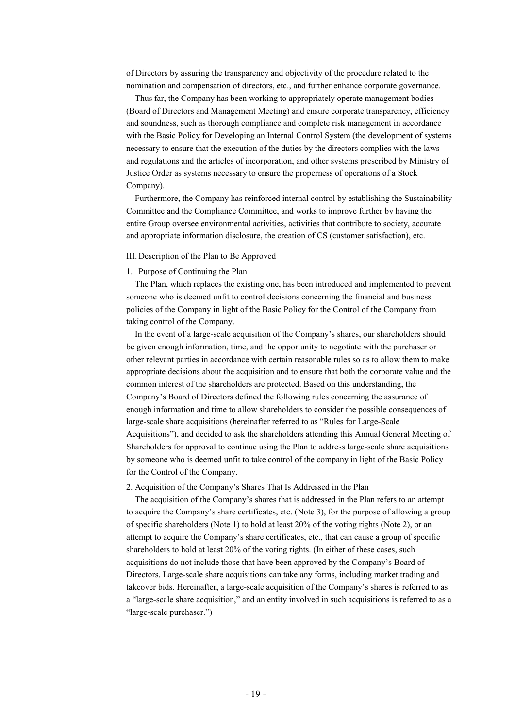of Directors by assuring the transparency and objectivity of the procedure related to the nomination and compensation of directors, etc., and further enhance corporate governance.

Thus far, the Company has been working to appropriately operate management bodies (Board of Directors and Management Meeting) and ensure corporate transparency, efficiency and soundness, such as thorough compliance and complete risk management in accordance with the Basic Policy for Developing an Internal Control System (the development of systems necessary to ensure that the execution of the duties by the directors complies with the laws and regulations and the articles of incorporation, and other systems prescribed by Ministry of Justice Order as systems necessary to ensure the properness of operations of a Stock Company).

Furthermore, the Company has reinforced internal control by establishing the Sustainability Committee and the Compliance Committee, and works to improve further by having the entire Group oversee environmental activities, activities that contribute to society, accurate and appropriate information disclosure, the creation of CS (customer satisfaction), etc.

## III. Description of the Plan to Be Approved

### 1. Purpose of Continuing the Plan

The Plan, which replaces the existing one, has been introduced and implemented to prevent someone who is deemed unfit to control decisions concerning the financial and business policies of the Company in light of the Basic Policy for the Control of the Company from taking control of the Company.

In the event of a large-scale acquisition of the Company's shares, our shareholders should be given enough information, time, and the opportunity to negotiate with the purchaser or other relevant parties in accordance with certain reasonable rules so as to allow them to make appropriate decisions about the acquisition and to ensure that both the corporate value and the common interest of the shareholders are protected. Based on this understanding, the Company's Board of Directors defined the following rules concerning the assurance of enough information and time to allow shareholders to consider the possible consequences of large-scale share acquisitions (hereinafter referred to as "Rules for Large-Scale Acquisitions"), and decided to ask the shareholders attending this Annual General Meeting of Shareholders for approval to continue using the Plan to address large-scale share acquisitions by someone who is deemed unfit to take control of the company in light of the Basic Policy for the Control of the Company.

### 2. Acquisition of the Company's Shares That Is Addressed in the Plan

The acquisition of the Company's shares that is addressed in the Plan refers to an attempt to acquire the Company's share certificates, etc. (Note 3), for the purpose of allowing a group of specific shareholders (Note 1) to hold at least 20% of the voting rights (Note 2), or an attempt to acquire the Company's share certificates, etc., that can cause a group of specific shareholders to hold at least 20% of the voting rights. (In either of these cases, such acquisitions do not include those that have been approved by the Company's Board of Directors. Large-scale share acquisitions can take any forms, including market trading and takeover bids. Hereinafter, a large-scale acquisition of the Company's shares is referred to as a "large-scale share acquisition," and an entity involved in such acquisitions is referred to as a "large-scale purchaser.")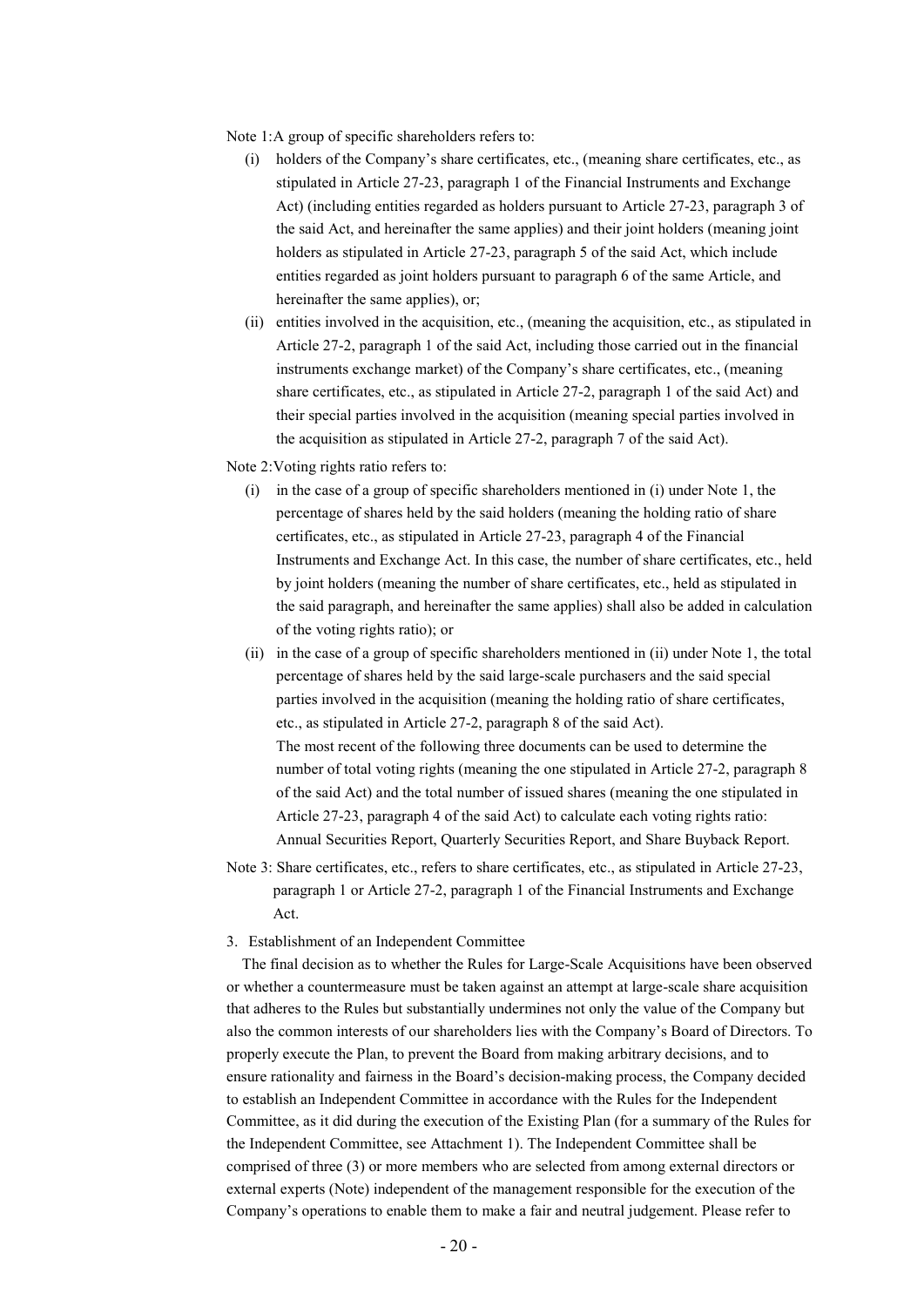Note 1:A group of specific shareholders refers to:

(i) holders of the Company's share certificates, etc., (meaning share certificates, etc., as stipulated in Article 27-23, paragraph 1 of the Financial Instruments and Exchange Act) (including entities regarded as holders pursuant to Article 27-23, paragraph 3 of the said Act, and hereinafter the same applies) and their joint holders (meaning joint holders as stipulated in Article 27-23, paragraph 5 of the said Act, which include entities regarded as joint holders pursuant to paragraph 6 of the same Article, and hereinafter the same applies), or;

(ii) entities involved in the acquisition, etc., (meaning the acquisition, etc., as stipulated in Article 27-2, paragraph 1 of the said Act, including those carried out in the financial instruments exchange market) of the Company's share certificates, etc., (meaning share certificates, etc., as stipulated in Article 27-2, paragraph 1 of the said Act) and their special parties involved in the acquisition (meaning special parties involved in the acquisition as stipulated in Article 27-2, paragraph 7 of the said Act).

Note 2:Voting rights ratio refers to:

(i) in the case of a group of specific shareholders mentioned in (i) under Note 1, the percentage of shares held by the said holders (meaning the holding ratio of share certificates, etc., as stipulated in Article 27-23, paragraph 4 of the Financial Instruments and Exchange Act. In this case, the number of share certificates, etc., held by joint holders (meaning the number of share certificates, etc., held as stipulated in the said paragraph, and hereinafter the same applies) shall also be added in calculation of the voting rights ratio); or

(ii) in the case of a group of specific shareholders mentioned in (ii) under Note 1, the total percentage of shares held by the said large-scale purchasers and the said special parties involved in the acquisition (meaning the holding ratio of share certificates, etc., as stipulated in Article 27-2, paragraph 8 of the said Act).

The most recent of the following three documents can be used to determine the number of total voting rights (meaning the one stipulated in Article 27-2, paragraph 8 of the said Act) and the total number of issued shares (meaning the one stipulated in Article 27-23, paragraph 4 of the said Act) to calculate each voting rights ratio: Annual Securities Report, Quarterly Securities Report, and Share Buyback Report.

Note 3: Share certificates, etc., refers to share certificates, etc., as stipulated in Article 27-23, paragraph 1 or Article 27-2, paragraph 1 of the Financial Instruments and Exchange Act.

3. Establishment of an Independent Committee

The final decision as to whether the Rules for Large-Scale Acquisitions have been observed or whether a countermeasure must be taken against an attempt at large-scale share acquisition that adheres to the Rules but substantially undermines not only the value of the Company but also the common interests of our shareholders lies with the Company's Board of Directors. To properly execute the Plan, to prevent the Board from making arbitrary decisions, and to ensure rationality and fairness in the Board's decision-making process, the Company decided to establish an Independent Committee in accordance with the Rules for the Independent Committee, as it did during the execution of the Existing Plan (for a summary of the Rules for the Independent Committee, see Attachment 1). The Independent Committee shall be comprised of three (3) or more members who are selected from among external directors or external experts (Note) independent of the management responsible for the execution of the Company's operations to enable them to make a fair and neutral judgement. Please refer to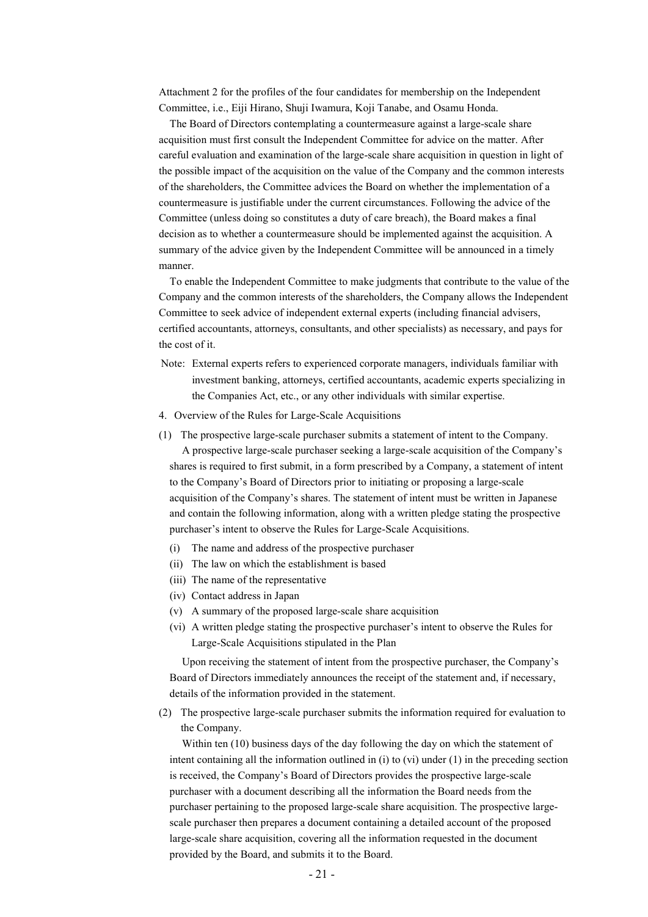Attachment 2 for the profiles of the four candidates for membership on the Independent Committee, i.e., Eiji Hirano, Shuji Iwamura, Koji Tanabe, and Osamu Honda.

The Board of Directors contemplating a countermeasure against a large-scale share acquisition must first consult the Independent Committee for advice on the matter. After careful evaluation and examination of the large-scale share acquisition in question in light of the possible impact of the acquisition on the value of the Company and the common interests of the shareholders, the Committee advices the Board on whether the implementation of a countermeasure is justifiable under the current circumstances. Following the advice of the Committee (unless doing so constitutes a duty of care breach), the Board makes a final decision as to whether a countermeasure should be implemented against the acquisition. A summary of the advice given by the Independent Committee will be announced in a timely manner.

To enable the Independent Committee to make judgments that contribute to the value of the Company and the common interests of the shareholders, the Company allows the Independent Committee to seek advice of independent external experts (including financial advisers, certified accountants, attorneys, consultants, and other specialists) as necessary, and pays for the cost of it.

Note: External experts refers to experienced corporate managers, individuals familiar with investment banking, attorneys, certified accountants, academic experts specializing in the Companies Act, etc., or any other individuals with similar expertise.

4. Overview of the Rules for Large-Scale Acquisitions

(1) The prospective large-scale purchaser submits a statement of intent to the Company.

A prospective large-scale purchaser seeking a large-scale acquisition of the Company's shares is required to first submit, in a form prescribed by a Company, a statement of intent to the Company's Board of Directors prior to initiating or proposing a large-scale acquisition of the Company's shares. The statement of intent must be written in Japanese and contain the following information, along with a written pledge stating the prospective purchaser's intent to observe the Rules for Large-Scale Acquisitions.

(i) The name and address of the prospective purchaser
(ii) The law on which the establishment is based
(iii) The name of the representative
(iv) Contact address in Japan
(v) A summary of the proposed large-scale share acquisition
(vi) A written pledge stating the prospective purchaser's intent to observe the Rules for Large-Scale Acquisitions stipulated in the Plan

Upon receiving the statement of intent from the prospective purchaser, the Company's Board of Directors immediately announces the receipt of the statement and, if necessary, details of the information provided in the statement.

(2) The prospective large-scale purchaser submits the information required for evaluation to the Company.

Within ten (10) business days of the day following the day on which the statement of intent containing all the information outlined in (i) to (vi) under (1) in the preceding section is received, the Company's Board of Directors provides the prospective large-scale purchaser with a document describing all the information the Board needs from the purchaser pertaining to the proposed large-scale share acquisition. The prospective large-scale purchaser then prepares a document containing a detailed account of the proposed large-scale share acquisition, covering all the information requested in the document provided by the Board, and submits it to the Board.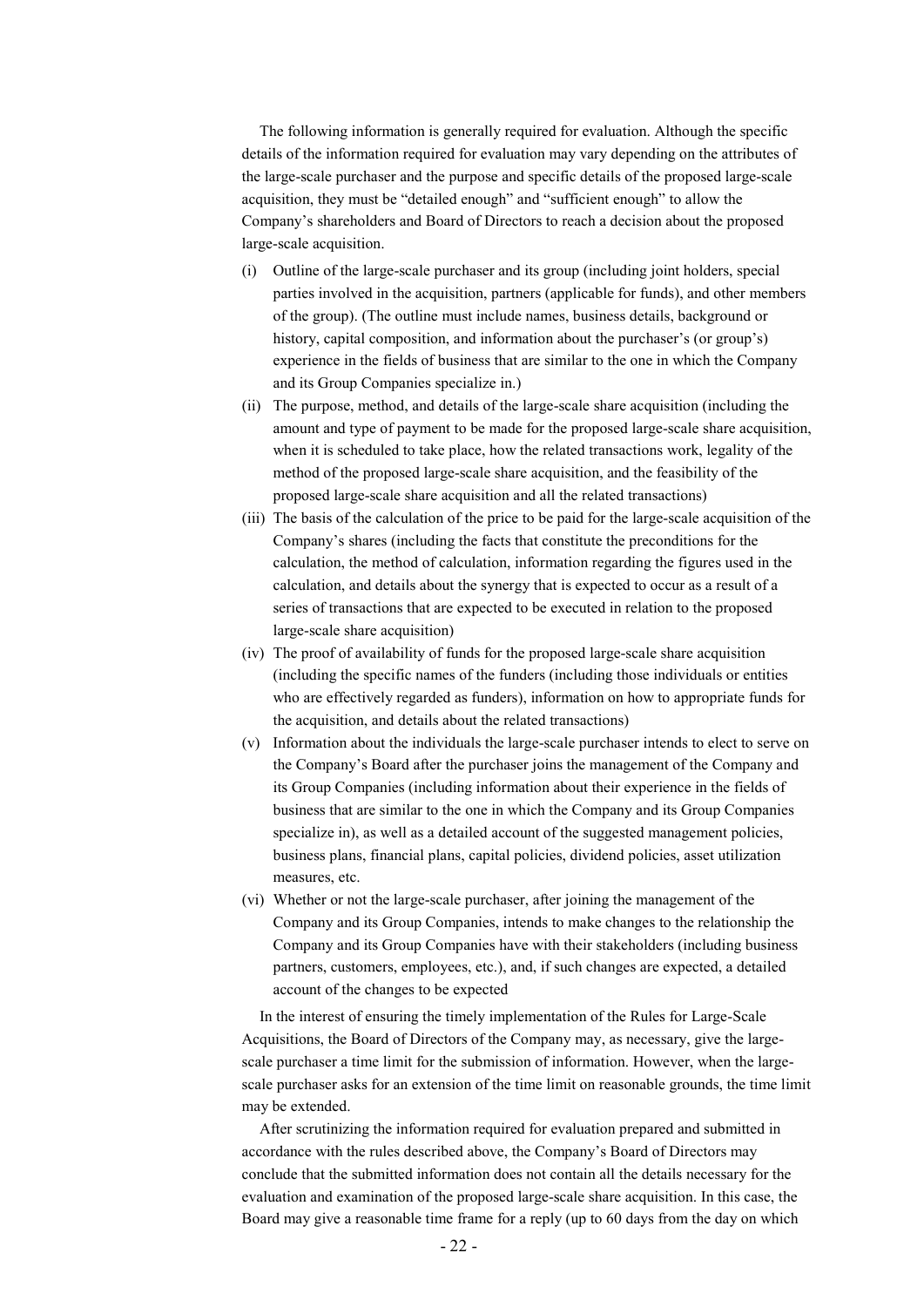The following information is generally required for evaluation. Although the specific details of the information required for evaluation may vary depending on the attributes of the large-scale purchaser and the purpose and specific details of the proposed large-scale acquisition, they must be "detailed enough" and "sufficient enough" to allow the Company's shareholders and Board of Directors to reach a decision about the proposed large-scale acquisition.

(i) Outline of the large-scale purchaser and its group (including joint holders, special parties involved in the acquisition, partners (applicable for funds), and other members of the group). (The outline must include names, business details, background or history, capital composition, and information about the purchaser's (or group's) experience in the fields of business that are similar to the one in which the Company and its Group Companies specialize in.)

(ii) The purpose, method, and details of the large-scale share acquisition (including the amount and type of payment to be made for the proposed large-scale share acquisition, when it is scheduled to take place, how the related transactions work, legality of the method of the proposed large-scale share acquisition, and the feasibility of the proposed large-scale share acquisition and all the related transactions)

(iii) The basis of the calculation of the price to be paid for the large-scale acquisition of the Company's shares (including the facts that constitute the preconditions for the calculation, the method of calculation, information regarding the figures used in the calculation, and details about the synergy that is expected to occur as a result of a series of transactions that are expected to be executed in relation to the proposed large-scale share acquisition)

(iv) The proof of availability of funds for the proposed large-scale share acquisition (including the specific names of the funders (including those individuals or entities who are effectively regarded as funders), information on how to appropriate funds for the acquisition, and details about the related transactions)

(v) Information about the individuals the large-scale purchaser intends to elect to serve on the Company's Board after the purchaser joins the management of the Company and its Group Companies (including information about their experience in the fields of business that are similar to the one in which the Company and its Group Companies specialize in), as well as a detailed account of the suggested management policies, business plans, financial plans, capital policies, dividend policies, asset utilization measures, etc.

(vi) Whether or not the large-scale purchaser, after joining the management of the Company and its Group Companies, intends to make changes to the relationship the Company and its Group Companies have with their stakeholders (including business partners, customers, employees, etc.), and, if such changes are expected, a detailed account of the changes to be expected

In the interest of ensuring the timely implementation of the Rules for Large-Scale Acquisitions, the Board of Directors of the Company may, as necessary, give the large-scale purchaser a time limit for the submission of information. However, when the large-scale purchaser asks for an extension of the time limit on reasonable grounds, the time limit may be extended.

After scrutinizing the information required for evaluation prepared and submitted in accordance with the rules described above, the Company's Board of Directors may conclude that the submitted information does not contain all the details necessary for the evaluation and examination of the proposed large-scale share acquisition. In this case, the Board may give a reasonable time frame for a reply (up to 60 days from the day on which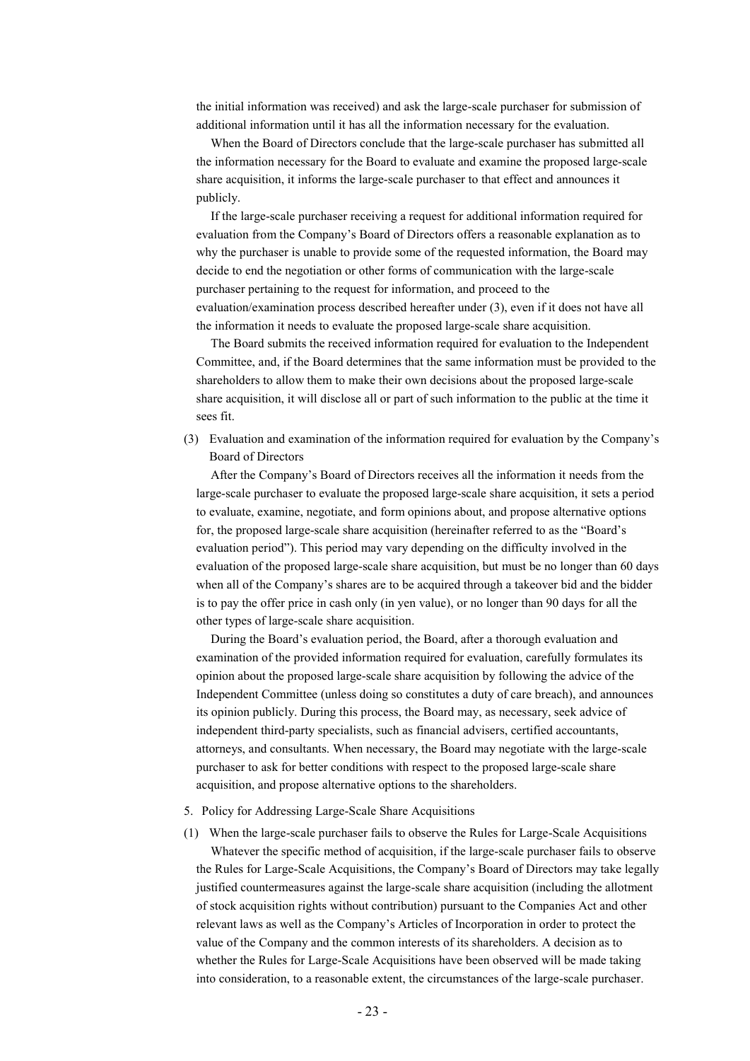the initial information was received) and ask the large-scale purchaser for submission of additional information until it has all the information necessary for the evaluation.

When the Board of Directors conclude that the large-scale purchaser has submitted all the information necessary for the Board to evaluate and examine the proposed large-scale share acquisition, it informs the large-scale purchaser to that effect and announces it publicly.

If the large-scale purchaser receiving a request for additional information required for evaluation from the Company's Board of Directors offers a reasonable explanation as to why the purchaser is unable to provide some of the requested information, the Board may decide to end the negotiation or other forms of communication with the large-scale purchaser pertaining to the request for information, and proceed to the evaluation/examination process described hereafter under (3), even if it does not have all the information it needs to evaluate the proposed large-scale share acquisition.

The Board submits the received information required for evaluation to the Independent Committee, and, if the Board determines that the same information must be provided to the shareholders to allow them to make their own decisions about the proposed large-scale share acquisition, it will disclose all or part of such information to the public at the time it sees fit.

(3) Evaluation and examination of the information required for evaluation by the Company's Board of Directors

After the Company's Board of Directors receives all the information it needs from the large-scale purchaser to evaluate the proposed large-scale share acquisition, it sets a period to evaluate, examine, negotiate, and form opinions about, and propose alternative options for, the proposed large-scale share acquisition (hereinafter referred to as the "Board's evaluation period"). This period may vary depending on the difficulty involved in the evaluation of the proposed large-scale share acquisition, but must be no longer than 60 days when all of the Company's shares are to be acquired through a takeover bid and the bidder is to pay the offer price in cash only (in yen value), or no longer than 90 days for all the other types of large-scale share acquisition.

During the Board's evaluation period, the Board, after a thorough evaluation and examination of the provided information required for evaluation, carefully formulates its opinion about the proposed large-scale share acquisition by following the advice of the Independent Committee (unless doing so constitutes a duty of care breach), and announces its opinion publicly. During this process, the Board may, as necessary, seek advice of independent third-party specialists, such as financial advisers, certified accountants, attorneys, and consultants. When necessary, the Board may negotiate with the large-scale purchaser to ask for better conditions with respect to the proposed large-scale share acquisition, and propose alternative options to the shareholders.

5. Policy for Addressing Large-Scale Share Acquisitions

(1) When the large-scale purchaser fails to observe the Rules for Large-Scale Acquisitions

Whatever the specific method of acquisition, if the large-scale purchaser fails to observe the Rules for Large-Scale Acquisitions, the Company's Board of Directors may take legally justified countermeasures against the large-scale share acquisition (including the allotment of stock acquisition rights without contribution) pursuant to the Companies Act and other relevant laws as well as the Company's Articles of Incorporation in order to protect the value of the Company and the common interests of its shareholders. A decision as to whether the Rules for Large-Scale Acquisitions have been observed will be made taking into consideration, to a reasonable extent, the circumstances of the large-scale purchaser.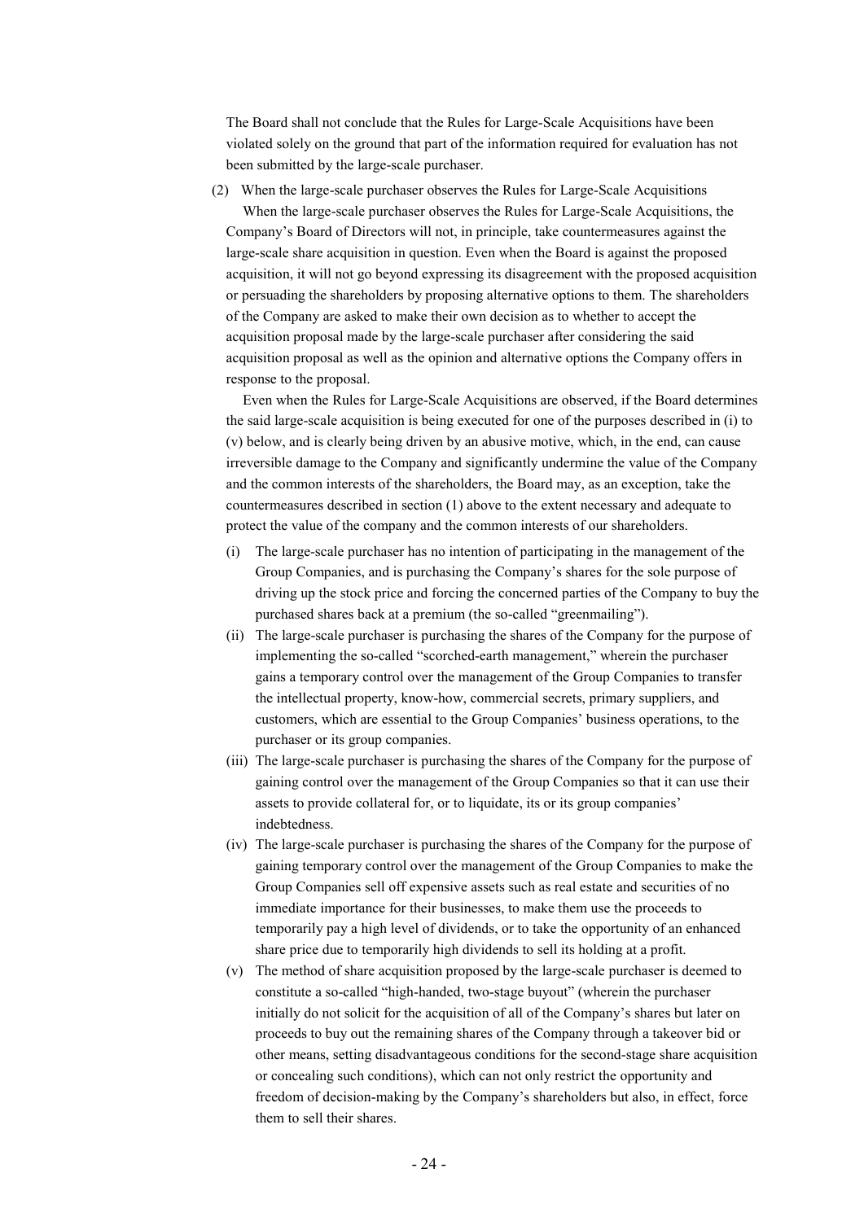The Board shall not conclude that the Rules for Large-Scale Acquisitions have been violated solely on the ground that part of the information required for evaluation has not been submitted by the large-scale purchaser.

(2) When the large-scale purchaser observes the Rules for Large-Scale Acquisitions

When the large-scale purchaser observes the Rules for Large-Scale Acquisitions, the Company's Board of Directors will not, in principle, take countermeasures against the large-scale share acquisition in question. Even when the Board is against the proposed acquisition, it will not go beyond expressing its disagreement with the proposed acquisition or persuading the shareholders by proposing alternative options to them. The shareholders of the Company are asked to make their own decision as to whether to accept the acquisition proposal made by the large-scale purchaser after considering the said acquisition proposal as well as the opinion and alternative options the Company offers in response to the proposal.

Even when the Rules for Large-Scale Acquisitions are observed, if the Board determines the said large-scale acquisition is being executed for one of the purposes described in (i) to (v) below, and is clearly being driven by an abusive motive, which, in the end, can cause irreversible damage to the Company and significantly undermine the value of the Company and the common interests of the shareholders, the Board may, as an exception, take the countermeasures described in section (1) above to the extent necessary and adequate to protect the value of the company and the common interests of our shareholders.

(i) The large-scale purchaser has no intention of participating in the management of the Group Companies, and is purchasing the Company's shares for the sole purpose of driving up the stock price and forcing the concerned parties of the Company to buy the purchased shares back at a premium (the so-called "greenmailing").

(ii) The large-scale purchaser is purchasing the shares of the Company for the purpose of implementing the so-called "scorched-earth management," wherein the purchaser gains a temporary control over the management of the Group Companies to transfer the intellectual property, know-how, commercial secrets, primary suppliers, and customers, which are essential to the Group Companies' business operations, to the purchaser or its group companies.

(iii) The large-scale purchaser is purchasing the shares of the Company for the purpose of gaining control over the management of the Group Companies so that it can use their assets to provide collateral for, or to liquidate, its or its group companies' indebtedness.

(iv) The large-scale purchaser is purchasing the shares of the Company for the purpose of gaining temporary control over the management of the Group Companies to make the Group Companies sell off expensive assets such as real estate and securities of no immediate importance for their businesses, to make them use the proceeds to temporarily pay a high level of dividends, or to take the opportunity of an enhanced share price due to temporarily high dividends to sell its holding at a profit.

(v) The method of share acquisition proposed by the large-scale purchaser is deemed to constitute a so-called "high-handed, two-stage buyout" (wherein the purchaser initially do not solicit for the acquisition of all of the Company's shares but later on proceeds to buy out the remaining shares of the Company through a takeover bid or other means, setting disadvantageous conditions for the second-stage share acquisition or concealing such conditions), which can not only restrict the opportunity and freedom of decision-making by the Company's shareholders but also, in effect, force them to sell their shares.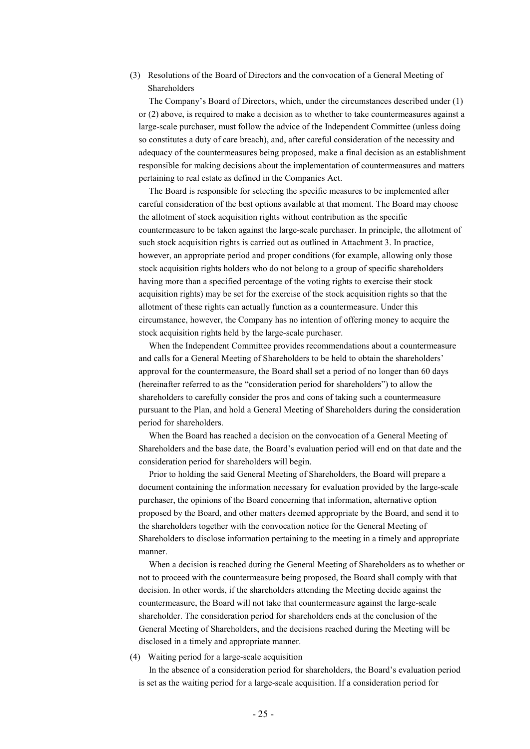(3) Resolutions of the Board of Directors and the convocation of a General Meeting of Shareholders

The Company's Board of Directors, which, under the circumstances described under (1) or (2) above, is required to make a decision as to whether to take countermeasures against a large-scale purchaser, must follow the advice of the Independent Committee (unless doing so constitutes a duty of care breach), and, after careful consideration of the necessity and adequacy of the countermeasures being proposed, make a final decision as an establishment responsible for making decisions about the implementation of countermeasures and matters pertaining to real estate as defined in the Companies Act.

The Board is responsible for selecting the specific measures to be implemented after careful consideration of the best options available at that moment. The Board may choose the allotment of stock acquisition rights without contribution as the specific countermeasure to be taken against the large-scale purchaser. In principle, the allotment of such stock acquisition rights is carried out as outlined in Attachment 3. In practice, however, an appropriate period and proper conditions (for example, allowing only those stock acquisition rights holders who do not belong to a group of specific shareholders having more than a specified percentage of the voting rights to exercise their stock acquisition rights) may be set for the exercise of the stock acquisition rights so that the allotment of these rights can actually function as a countermeasure. Under this circumstance, however, the Company has no intention of offering money to acquire the stock acquisition rights held by the large-scale purchaser.

When the Independent Committee provides recommendations about a countermeasure and calls for a General Meeting of Shareholders to be held to obtain the shareholders' approval for the countermeasure, the Board shall set a period of no longer than 60 days (hereinafter referred to as the "consideration period for shareholders") to allow the shareholders to carefully consider the pros and cons of taking such a countermeasure pursuant to the Plan, and hold a General Meeting of Shareholders during the consideration period for shareholders.

When the Board has reached a decision on the convocation of a General Meeting of Shareholders and the base date, the Board's evaluation period will end on that date and the consideration period for shareholders will begin.

Prior to holding the said General Meeting of Shareholders, the Board will prepare a document containing the information necessary for evaluation provided by the large-scale purchaser, the opinions of the Board concerning that information, alternative option proposed by the Board, and other matters deemed appropriate by the Board, and send it to the shareholders together with the convocation notice for the General Meeting of Shareholders to disclose information pertaining to the meeting in a timely and appropriate manner.

When a decision is reached during the General Meeting of Shareholders as to whether or not to proceed with the countermeasure being proposed, the Board shall comply with that decision. In other words, if the shareholders attending the Meeting decide against the countermeasure, the Board will not take that countermeasure against the large-scale shareholder. The consideration period for shareholders ends at the conclusion of the General Meeting of Shareholders, and the decisions reached during the Meeting will be disclosed in a timely and appropriate manner.

(4) Waiting period for a large-scale acquisition

In the absence of a consideration period for shareholders, the Board's evaluation period is set as the waiting period for a large-scale acquisition. If a consideration period for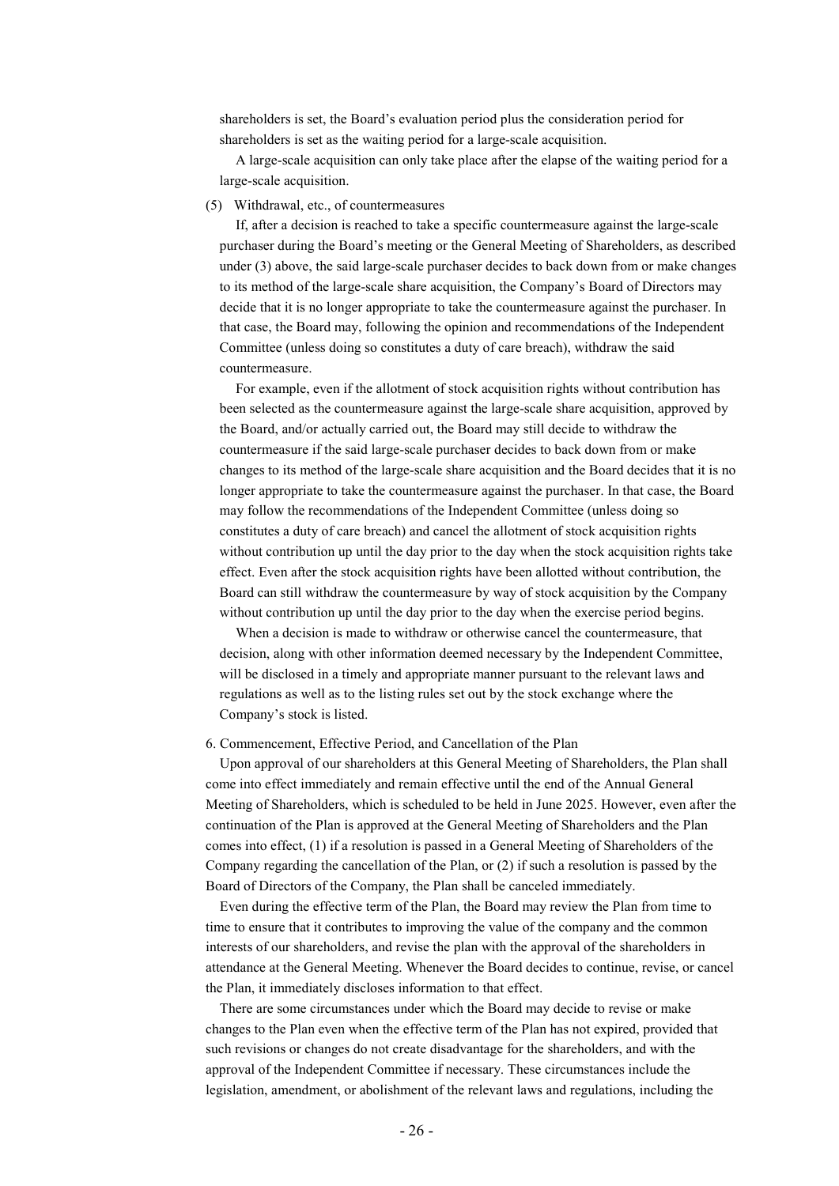shareholders is set, the Board's evaluation period plus the consideration period for shareholders is set as the waiting period for a large-scale acquisition.

A large-scale acquisition can only take place after the elapse of the waiting period for a large-scale acquisition.

(5) Withdrawal, etc., of countermeasures

If, after a decision is reached to take a specific countermeasure against the large-scale purchaser during the Board's meeting or the General Meeting of Shareholders, as described under (3) above, the said large-scale purchaser decides to back down from or make changes to its method of the large-scale share acquisition, the Company's Board of Directors may decide that it is no longer appropriate to take the countermeasure against the purchaser. In that case, the Board may, following the opinion and recommendations of the Independent Committee (unless doing so constitutes a duty of care breach), withdraw the said countermeasure.

For example, even if the allotment of stock acquisition rights without contribution has been selected as the countermeasure against the large-scale share acquisition, approved by the Board, and/or actually carried out, the Board may still decide to withdraw the countermeasure if the said large-scale purchaser decides to back down from or make changes to its method of the large-scale share acquisition and the Board decides that it is no longer appropriate to take the countermeasure against the purchaser. In that case, the Board may follow the recommendations of the Independent Committee (unless doing so constitutes a duty of care breach) and cancel the allotment of stock acquisition rights without contribution up until the day prior to the day when the stock acquisition rights take effect. Even after the stock acquisition rights have been allotted without contribution, the Board can still withdraw the countermeasure by way of stock acquisition by the Company without contribution up until the day prior to the day when the exercise period begins.

When a decision is made to withdraw or otherwise cancel the countermeasure, that decision, along with other information deemed necessary by the Independent Committee, will be disclosed in a timely and appropriate manner pursuant to the relevant laws and regulations as well as to the listing rules set out by the stock exchange where the Company's stock is listed.

6. Commencement, Effective Period, and Cancellation of the Plan

Upon approval of our shareholders at this General Meeting of Shareholders, the Plan shall come into effect immediately and remain effective until the end of the Annual General Meeting of Shareholders, which is scheduled to be held in June 2025. However, even after the continuation of the Plan is approved at the General Meeting of Shareholders and the Plan comes into effect, (1) if a resolution is passed in a General Meeting of Shareholders of the Company regarding the cancellation of the Plan, or (2) if such a resolution is passed by the Board of Directors of the Company, the Plan shall be canceled immediately.

Even during the effective term of the Plan, the Board may review the Plan from time to time to ensure that it contributes to improving the value of the company and the common interests of our shareholders, and revise the plan with the approval of the shareholders in attendance at the General Meeting. Whenever the Board decides to continue, revise, or cancel the Plan, it immediately discloses information to that effect.

There are some circumstances under which the Board may decide to revise or make changes to the Plan even when the effective term of the Plan has not expired, provided that such revisions or changes do not create disadvantage for the shareholders, and with the approval of the Independent Committee if necessary. These circumstances include the legislation, amendment, or abolishment of the relevant laws and regulations, including the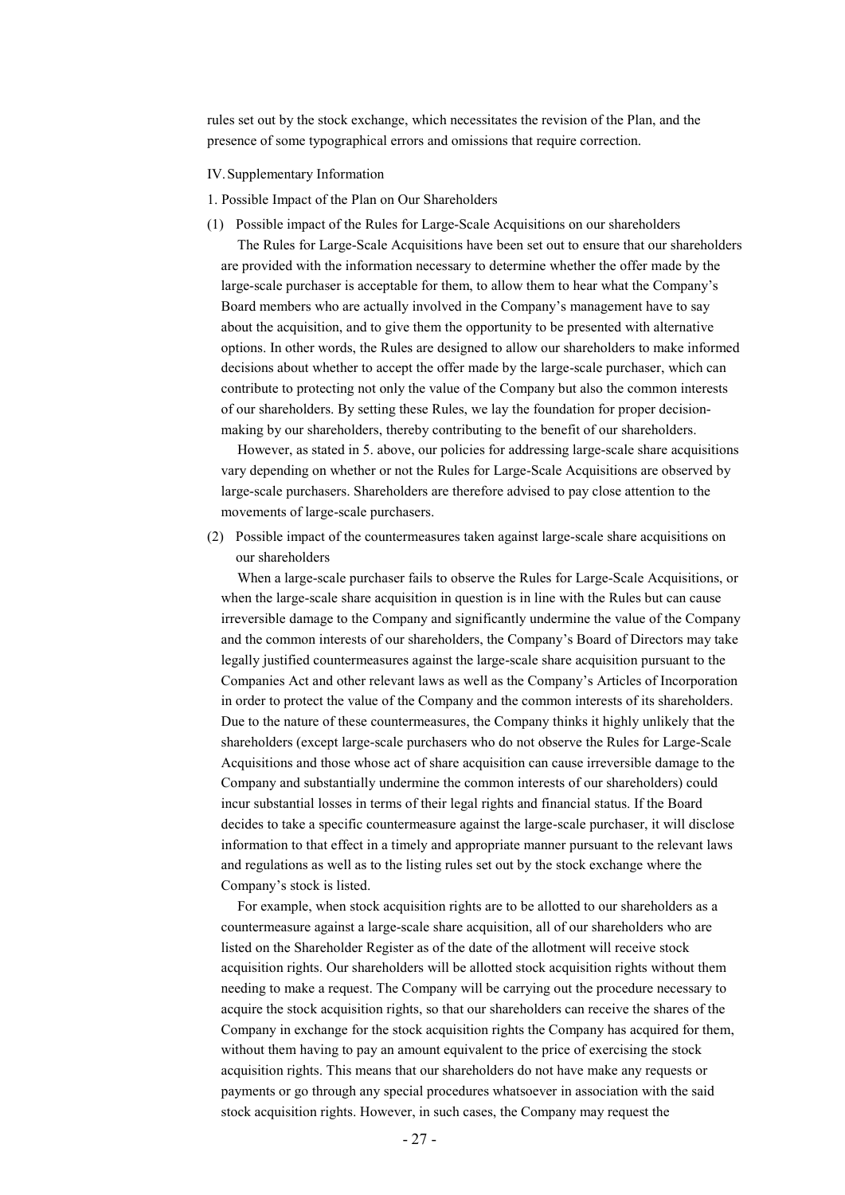rules set out by the stock exchange, which necessitates the revision of the Plan, and the presence of some typographical errors and omissions that require correction.

## IV. Supplementary Information

### 1. Possible Impact of the Plan on Our Shareholders

(1) Possible impact of the Rules for Large-Scale Acquisitions on our shareholders

The Rules for Large-Scale Acquisitions have been set out to ensure that our shareholders are provided with the information necessary to determine whether the offer made by the large-scale purchaser is acceptable for them, to allow them to hear what the Company's Board members who are actually involved in the Company's management have to say about the acquisition, and to give them the opportunity to be presented with alternative options. In other words, the Rules are designed to allow our shareholders to make informed decisions about whether to accept the offer made by the large-scale purchaser, which can contribute to protecting not only the value of the Company but also the common interests of our shareholders. By setting these Rules, we lay the foundation for proper decision-making by our shareholders, thereby contributing to the benefit of our shareholders.

However, as stated in 5. above, our policies for addressing large-scale share acquisitions vary depending on whether or not the Rules for Large-Scale Acquisitions are observed by large-scale purchasers. Shareholders are therefore advised to pay close attention to the movements of large-scale purchasers.

(2) Possible impact of the countermeasures taken against large-scale share acquisitions on our shareholders

When a large-scale purchaser fails to observe the Rules for Large-Scale Acquisitions, or when the large-scale share acquisition in question is in line with the Rules but can cause irreversible damage to the Company and significantly undermine the value of the Company and the common interests of our shareholders, the Company's Board of Directors may take legally justified countermeasures against the large-scale share acquisition pursuant to the Companies Act and other relevant laws as well as the Company's Articles of Incorporation in order to protect the value of the Company and the common interests of its shareholders. Due to the nature of these countermeasures, the Company thinks it highly unlikely that the shareholders (except large-scale purchasers who do not observe the Rules for Large-Scale Acquisitions and those whose act of share acquisition can cause irreversible damage to the Company and substantially undermine the common interests of our shareholders) could incur substantial losses in terms of their legal rights and financial status. If the Board decides to take a specific countermeasure against the large-scale purchaser, it will disclose information to that effect in a timely and appropriate manner pursuant to the relevant laws and regulations as well as to the listing rules set out by the stock exchange where the Company's stock is listed.

For example, when stock acquisition rights are to be allotted to our shareholders as a countermeasure against a large-scale share acquisition, all of our shareholders who are listed on the Shareholder Register as of the date of the allotment will receive stock acquisition rights. Our shareholders will be allotted stock acquisition rights without them needing to make a request. The Company will be carrying out the procedure necessary to acquire the stock acquisition rights, so that our shareholders can receive the shares of the Company in exchange for the stock acquisition rights the Company has acquired for them, without them having to pay an amount equivalent to the price of exercising the stock acquisition rights. This means that our shareholders do not have make any requests or payments or go through any special procedures whatsoever in association with the said stock acquisition rights. However, in such cases, the Company may request the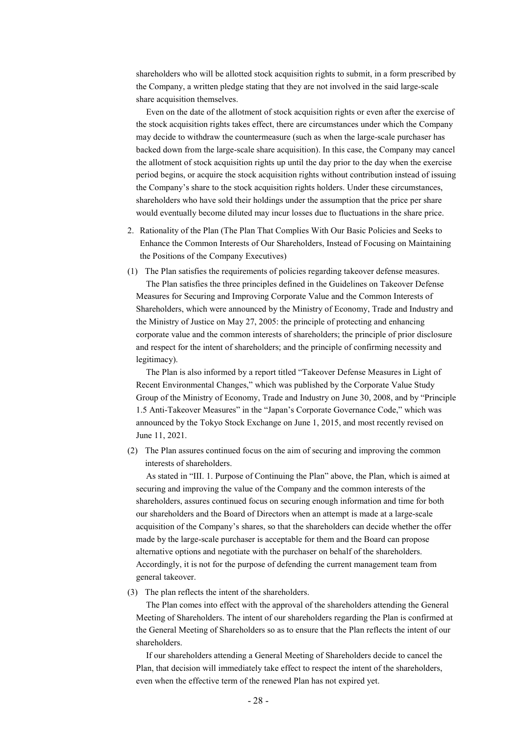shareholders who will be allotted stock acquisition rights to submit, in a form prescribed by the Company, a written pledge stating that they are not involved in the said large-scale share acquisition themselves.

Even on the date of the allotment of stock acquisition rights or even after the exercise of the stock acquisition rights takes effect, there are circumstances under which the Company may decide to withdraw the countermeasure (such as when the large-scale purchaser has backed down from the large-scale share acquisition). In this case, the Company may cancel the allotment of stock acquisition rights up until the day prior to the day when the exercise period begins, or acquire the stock acquisition rights without contribution instead of issuing the Company's share to the stock acquisition rights holders. Under these circumstances, shareholders who have sold their holdings under the assumption that the price per share would eventually become diluted may incur losses due to fluctuations in the share price.

2. Rationality of the Plan (The Plan That Complies With Our Basic Policies and Seeks to Enhance the Common Interests of Our Shareholders, Instead of Focusing on Maintaining the Positions of the Company Executives)

(1) The Plan satisfies the requirements of policies regarding takeover defense measures.

The Plan satisfies the three principles defined in the Guidelines on Takeover Defense Measures for Securing and Improving Corporate Value and the Common Interests of Shareholders, which were announced by the Ministry of Economy, Trade and Industry and the Ministry of Justice on May 27, 2005: the principle of protecting and enhancing corporate value and the common interests of shareholders; the principle of prior disclosure and respect for the intent of shareholders; and the principle of confirming necessity and legitimacy).

The Plan is also informed by a report titled "Takeover Defense Measures in Light of Recent Environmental Changes," which was published by the Corporate Value Study Group of the Ministry of Economy, Trade and Industry on June 30, 2008, and by "Principle 1.5 Anti-Takeover Measures" in the "Japan's Corporate Governance Code," which was announced by the Tokyo Stock Exchange on June 1, 2015, and most recently revised on June 11, 2021.

(2) The Plan assures continued focus on the aim of securing and improving the common interests of shareholders.

As stated in "III. 1. Purpose of Continuing the Plan" above, the Plan, which is aimed at securing and improving the value of the Company and the common interests of the shareholders, assures continued focus on securing enough information and time for both our shareholders and the Board of Directors when an attempt is made at a large-scale acquisition of the Company's shares, so that the shareholders can decide whether the offer made by the large-scale purchaser is acceptable for them and the Board can propose alternative options and negotiate with the purchaser on behalf of the shareholders. Accordingly, it is not for the purpose of defending the current management team from general takeover.

(3) The plan reflects the intent of the shareholders.

The Plan comes into effect with the approval of the shareholders attending the General Meeting of Shareholders. The intent of our shareholders regarding the Plan is confirmed at the General Meeting of Shareholders so as to ensure that the Plan reflects the intent of our shareholders.

If our shareholders attending a General Meeting of Shareholders decide to cancel the Plan, that decision will immediately take effect to respect the intent of the shareholders, even when the effective term of the renewed Plan has not expired yet.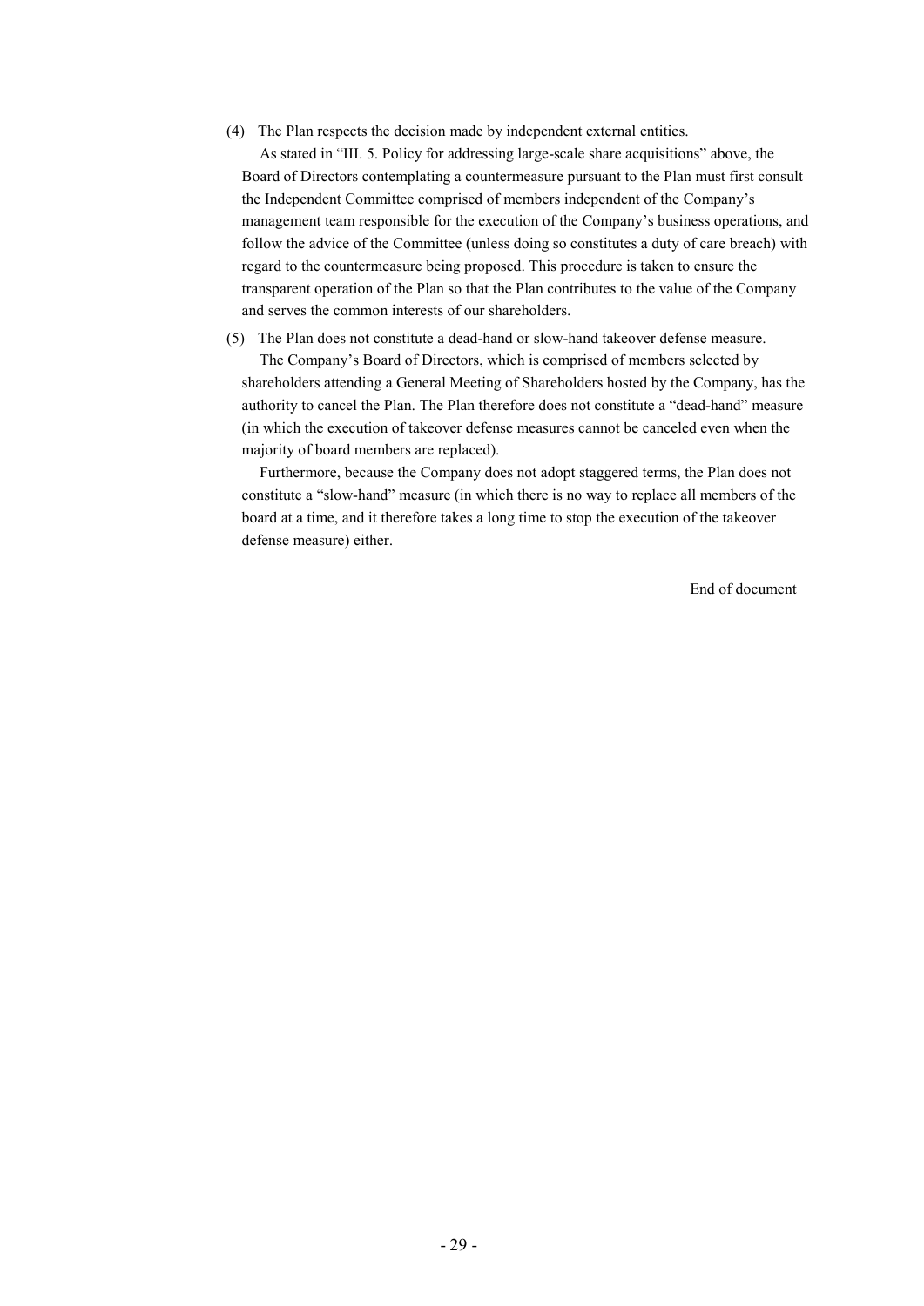(4) The Plan respects the decision made by independent external entities.

As stated in "III. 5. Policy for addressing large-scale share acquisitions" above, the Board of Directors contemplating a countermeasure pursuant to the Plan must first consult the Independent Committee comprised of members independent of the Company's management team responsible for the execution of the Company's business operations, and follow the advice of the Committee (unless doing so constitutes a duty of care breach) with regard to the countermeasure being proposed. This procedure is taken to ensure the transparent operation of the Plan so that the Plan contributes to the value of the Company and serves the common interests of our shareholders.

(5) The Plan does not constitute a dead-hand or slow-hand takeover defense measure.

The Company's Board of Directors, which is comprised of members selected by shareholders attending a General Meeting of Shareholders hosted by the Company, has the authority to cancel the Plan. The Plan therefore does not constitute a "dead-hand" measure (in which the execution of takeover defense measures cannot be canceled even when the majority of board members are replaced).

Furthermore, because the Company does not adopt staggered terms, the Plan does not constitute a "slow-hand" measure (in which there is no way to replace all members of the board at a time, and it therefore takes a long time to stop the execution of the takeover defense measure) either.

End of document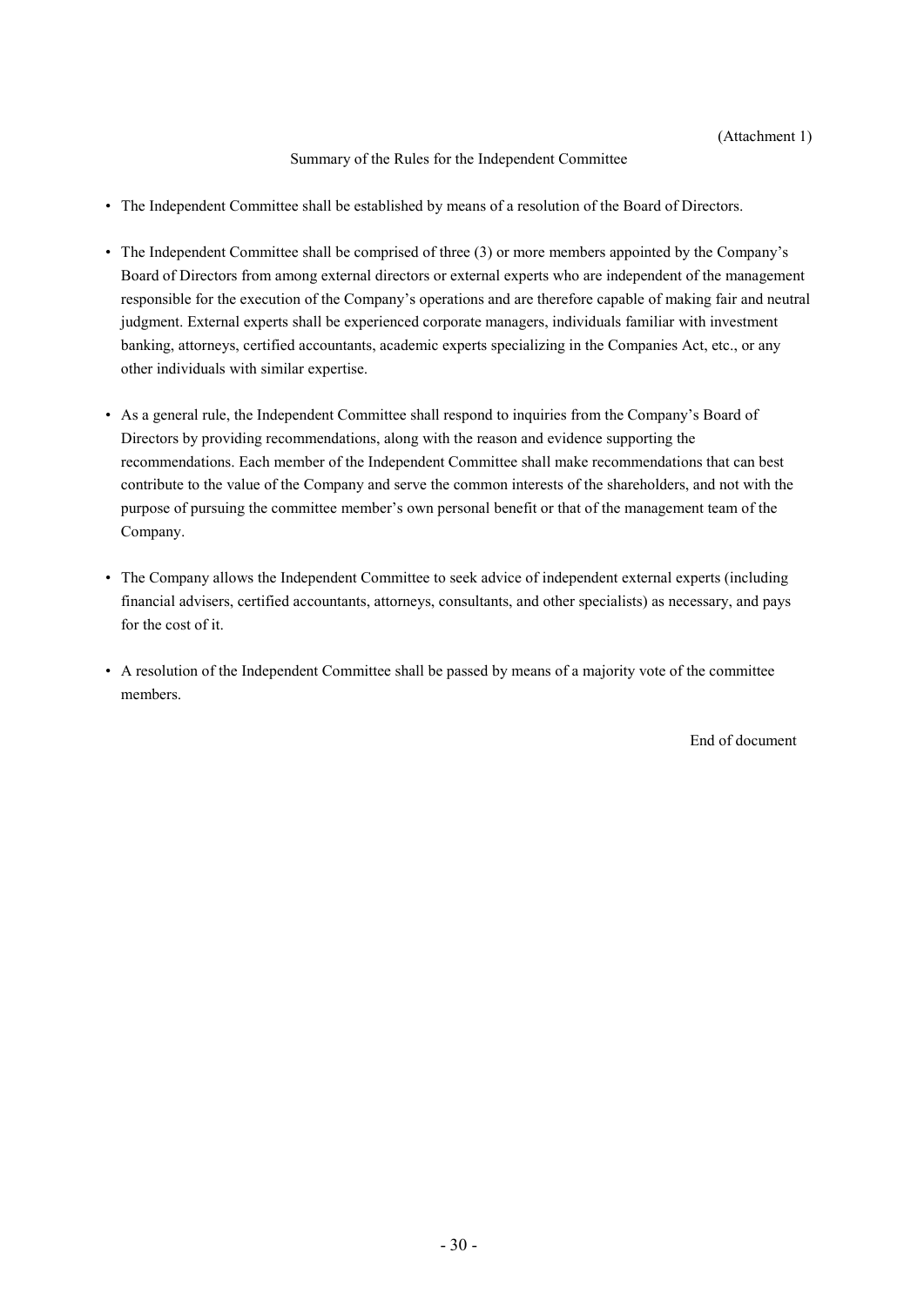(Attachment 1)

## Summary of the Rules for the Independent Committee

- The Independent Committee shall be established by means of a resolution of the Board of Directors.
- The Independent Committee shall be comprised of three (3) or more members appointed by the Company's Board of Directors from among external directors or external experts who are independent of the management responsible for the execution of the Company's operations and are therefore capable of making fair and neutral judgment. External experts shall be experienced corporate managers, individuals familiar with investment banking, attorneys, certified accountants, academic experts specializing in the Companies Act, etc., or any other individuals with similar expertise.
- As a general rule, the Independent Committee shall respond to inquiries from the Company's Board of Directors by providing recommendations, along with the reason and evidence supporting the recommendations. Each member of the Independent Committee shall make recommendations that can best contribute to the value of the Company and serve the common interests of the shareholders, and not with the purpose of pursuing the committee member's own personal benefit or that of the management team of the Company.
- The Company allows the Independent Committee to seek advice of independent external experts (including financial advisers, certified accountants, attorneys, consultants, and other specialists) as necessary, and pays for the cost of it.
- A resolution of the Independent Committee shall be passed by means of a majority vote of the committee members.

End of document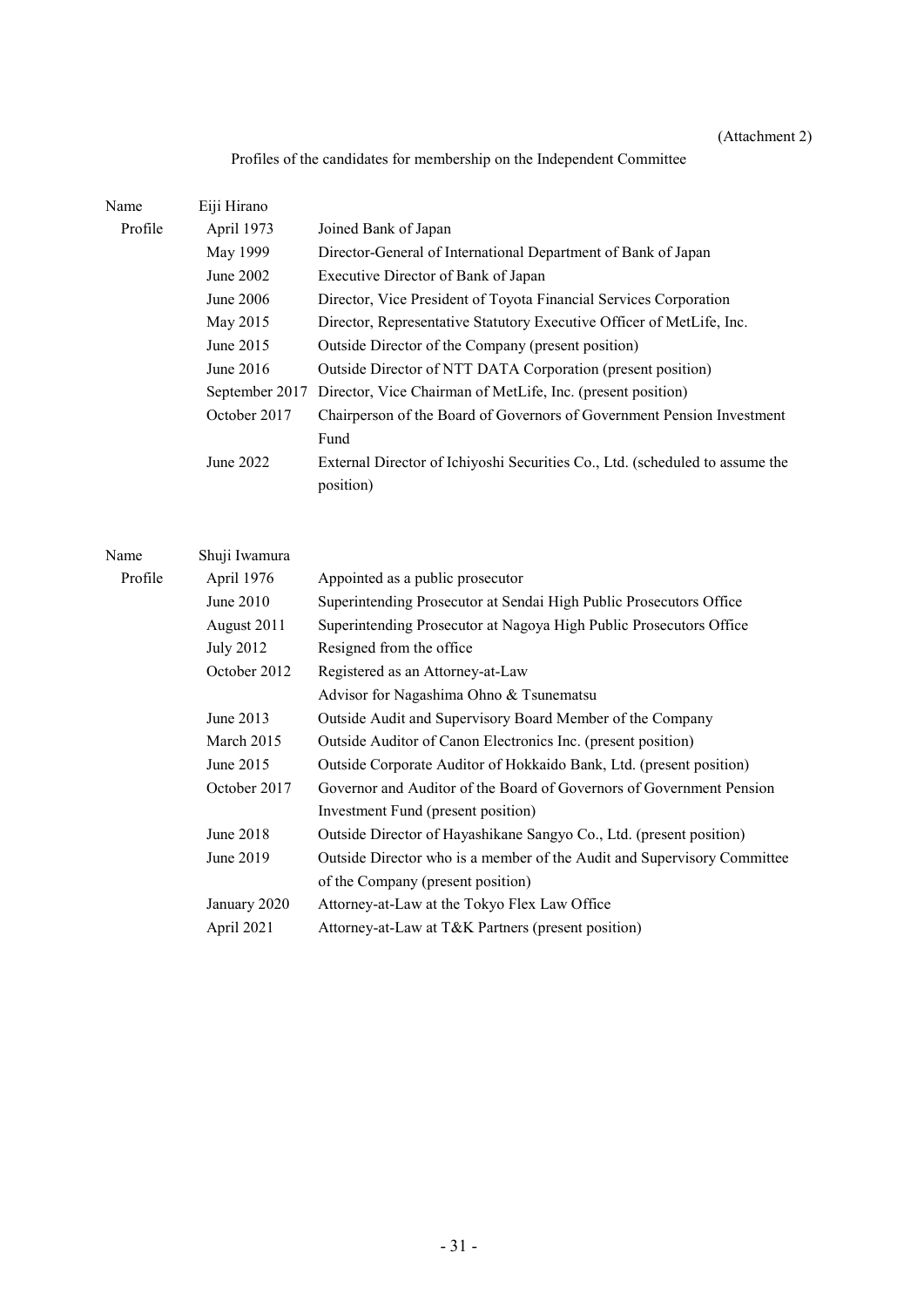(Attachment 2)

Profiles of the candidates for membership on the Independent Committee

| Name | Eiji Hirano | |
|---|---|---|
| Profile | April 1973 | Joined Bank of Japan |
| | May 1999 | Director-General of International Department of Bank of Japan |
| | June 2002 | Executive Director of Bank of Japan |
| | June 2006 | Director, Vice President of Toyota Financial Services Corporation |
| | May 2015 | Director, Representative Statutory Executive Officer of MetLife, Inc. |
| | June 2015 | Outside Director of the Company (present position) |
| | June 2016 | Outside Director of NTT DATA Corporation (present position) |
| | September 2017 | Director, Vice Chairman of MetLife, Inc. (present position) |
| | October 2017 | Chairperson of the Board of Governors of Government Pension Investment Fund |
| | June 2022 | External Director of Ichiyoshi Securities Co., Ltd. (scheduled to assume the position) |

| Name | Shuji Iwamura | |
|---|---|---|
| Profile | April 1976 | Appointed as a public prosecutor |
| | June 2010 | Superintending Prosecutor at Sendai High Public Prosecutors Office |
| | August 2011 | Superintending Prosecutor at Nagoya High Public Prosecutors Office |
| | July 2012 | Resigned from the office |
| | October 2012 | Registered as an Attorney-at-Law<br>Advisor for Nagashima Ohno & Tsunematsu |
| | June 2013 | Outside Audit and Supervisory Board Member of the Company |
| | March 2015 | Outside Auditor of Canon Electronics Inc. (present position) |
| | June 2015 | Outside Corporate Auditor of Hokkaido Bank, Ltd. (present position) |
| | October 2017 | Governor and Auditor of the Board of Governors of Government Pension Investment Fund (present position) |
| | June 2018 | Outside Director of Hayashikane Sangyo Co., Ltd. (present position) |
| | June 2019 | Outside Director who is a member of the Audit and Supervisory Committee of the Company (present position) |
| | January 2020 | Attorney-at-Law at the Tokyo Flex Law Office |
| | April 2021 | Attorney-at-Law at T&K Partners (present position) |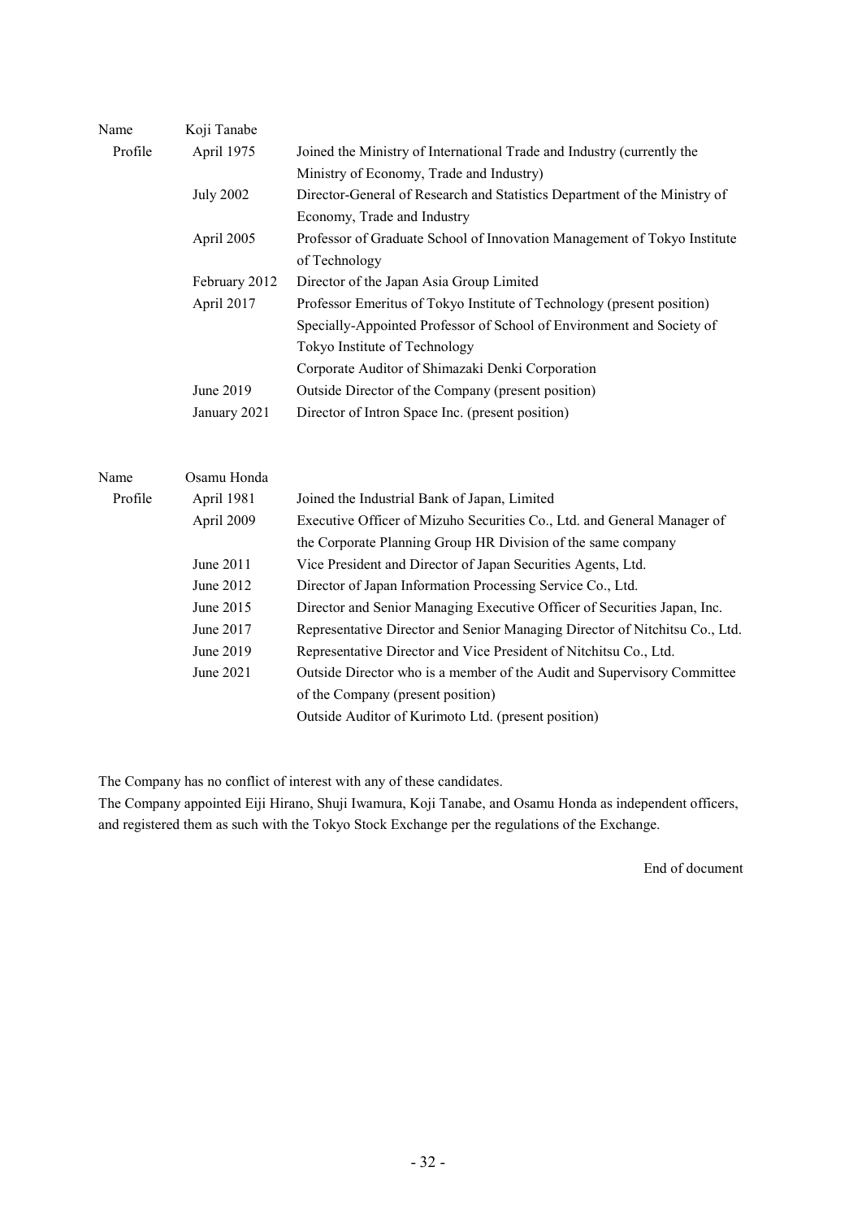| Name | Koji Tanabe | |
|---|---|---|
| Profile | April 1975 | Joined the Ministry of International Trade and Industry (currently the Ministry of Economy, Trade and Industry) |
| | July 2002 | Director-General of Research and Statistics Department of the Ministry of Economy, Trade and Industry |
| | April 2005 | Professor of Graduate School of Innovation Management of Tokyo Institute of Technology |
| | February 2012 | Director of the Japan Asia Group Limited |
| | April 2017 | Professor Emeritus of Tokyo Institute of Technology (present position) |
| | | Specially-Appointed Professor of School of Environment and Society of Tokyo Institute of Technology |
| | | Corporate Auditor of Shimazaki Denki Corporation |
| | June 2019 | Outside Director of the Company (present position) |
| | January 2021 | Director of Intron Space Inc. (present position) |

| Name | Osamu Honda | |
|---|---|---|
| Profile | April 1981 | Joined the Industrial Bank of Japan, Limited |
| | April 2009 | Executive Officer of Mizuho Securities Co., Ltd. and General Manager of the Corporate Planning Group HR Division of the same company |
| | June 2011 | Vice President and Director of Japan Securities Agents, Ltd. |
| | June 2012 | Director of Japan Information Processing Service Co., Ltd. |
| | June 2015 | Director and Senior Managing Executive Officer of Securities Japan, Inc. |
| | June 2017 | Representative Director and Senior Managing Director of Nitchitsu Co., Ltd. |
| | June 2019 | Representative Director and Vice President of Nitchitsu Co., Ltd. |
| | June 2021 | Outside Director who is a member of the Audit and Supervisory Committee of the Company (present position) |
| | | Outside Auditor of Kurimoto Ltd. (present position) |

The Company has no conflict of interest with any of these candidates.

The Company appointed Eiji Hirano, Shuji Iwamura, Koji Tanabe, and Osamu Honda as independent officers, and registered them as such with the Tokyo Stock Exchange per the regulations of the Exchange.

End of document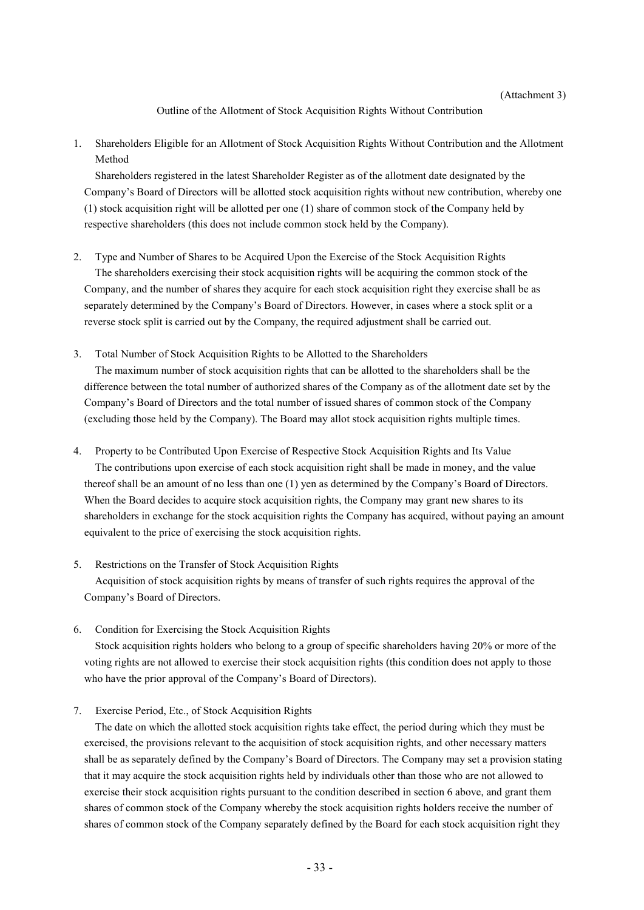(Attachment 3)

## Outline of the Allotment of Stock Acquisition Rights Without Contribution

1. Shareholders Eligible for an Allotment of Stock Acquisition Rights Without Contribution and the Allotment Method

   Shareholders registered in the latest Shareholder Register as of the allotment date designated by the Company's Board of Directors will be allotted stock acquisition rights without new contribution, whereby one (1) stock acquisition right will be allotted per one (1) share of common stock of the Company held by respective shareholders (this does not include common stock held by the Company).

2. Type and Number of Shares to be Acquired Upon the Exercise of the Stock Acquisition Rights

   The shareholders exercising their stock acquisition rights will be acquiring the common stock of the Company, and the number of shares they acquire for each stock acquisition right they exercise shall be as separately determined by the Company's Board of Directors. However, in cases where a stock split or a reverse stock split is carried out by the Company, the required adjustment shall be carried out.

3. Total Number of Stock Acquisition Rights to be Allotted to the Shareholders

   The maximum number of stock acquisition rights that can be allotted to the shareholders shall be the difference between the total number of authorized shares of the Company as of the allotment date set by the Company's Board of Directors and the total number of issued shares of common stock of the Company (excluding those held by the Company). The Board may allot stock acquisition rights multiple times.

4. Property to be Contributed Upon Exercise of Respective Stock Acquisition Rights and Its Value

   The contributions upon exercise of each stock acquisition right shall be made in money, and the value thereof shall be an amount of no less than one (1) yen as determined by the Company's Board of Directors. When the Board decides to acquire stock acquisition rights, the Company may grant new shares to its shareholders in exchange for the stock acquisition rights the Company has acquired, without paying an amount equivalent to the price of exercising the stock acquisition rights.

5. Restrictions on the Transfer of Stock Acquisition Rights

   Acquisition of stock acquisition rights by means of transfer of such rights requires the approval of the Company's Board of Directors.

6. Condition for Exercising the Stock Acquisition Rights

   Stock acquisition rights holders who belong to a group of specific shareholders having 20% or more of the voting rights are not allowed to exercise their stock acquisition rights (this condition does not apply to those who have the prior approval of the Company's Board of Directors).

7. Exercise Period, Etc., of Stock Acquisition Rights

   The date on which the allotted stock acquisition rights take effect, the period during which they must be exercised, the provisions relevant to the acquisition of stock acquisition rights, and other necessary matters shall be as separately defined by the Company's Board of Directors. The Company may set a provision stating that it may acquire the stock acquisition rights held by individuals other than those who are not allowed to exercise their stock acquisition rights pursuant to the condition described in section 6 above, and grant them shares of common stock of the Company whereby the stock acquisition rights holders receive the number of shares of common stock of the Company separately defined by the Board for each stock acquisition right they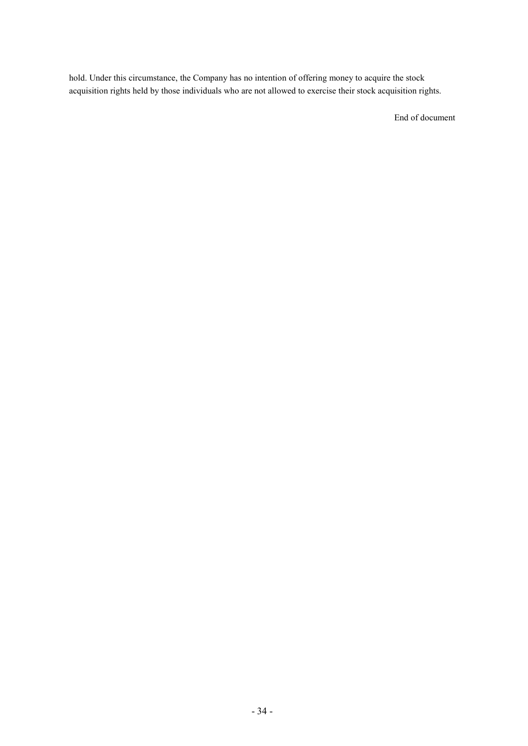hold. Under this circumstance, the Company has no intention of offering money to acquire the stock acquisition rights held by those individuals who are not allowed to exercise their stock acquisition rights.

End of document